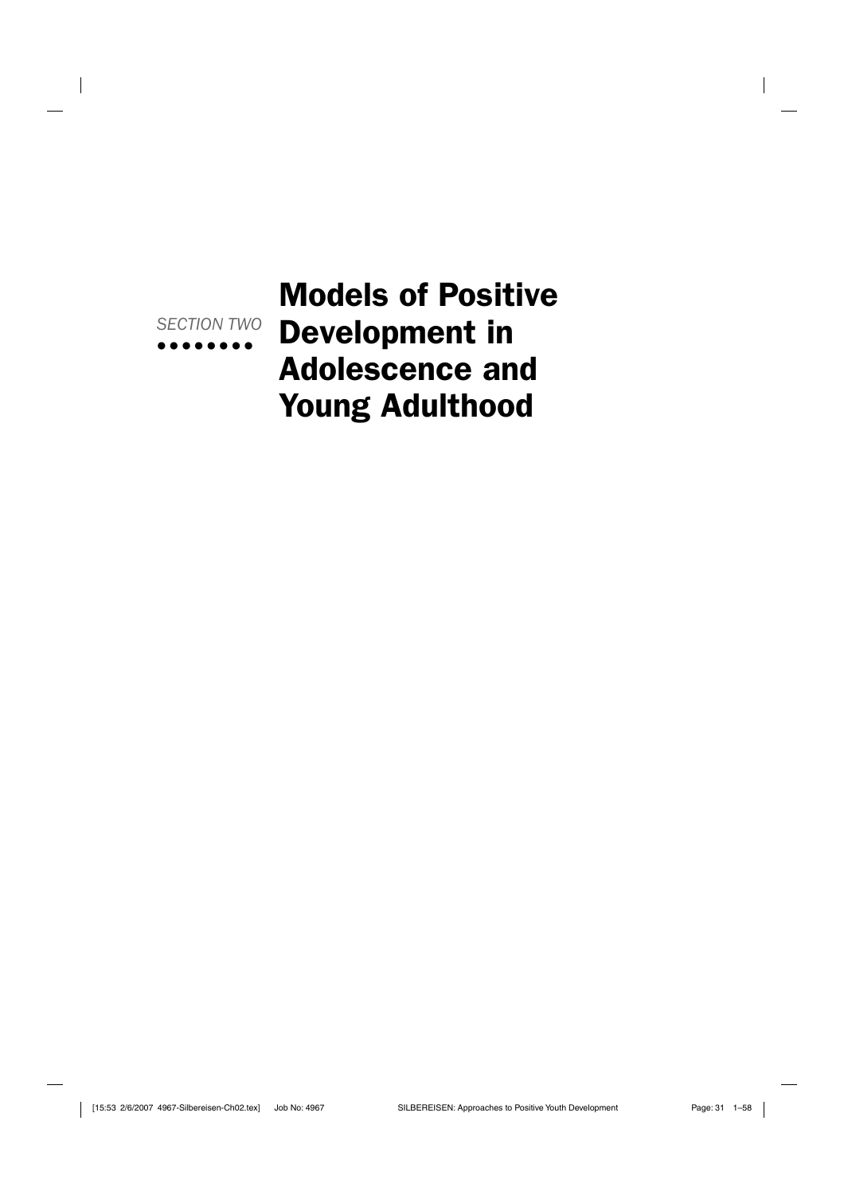SECTION TWO

# Models of Positive Development in Adolescence and Young Adulthood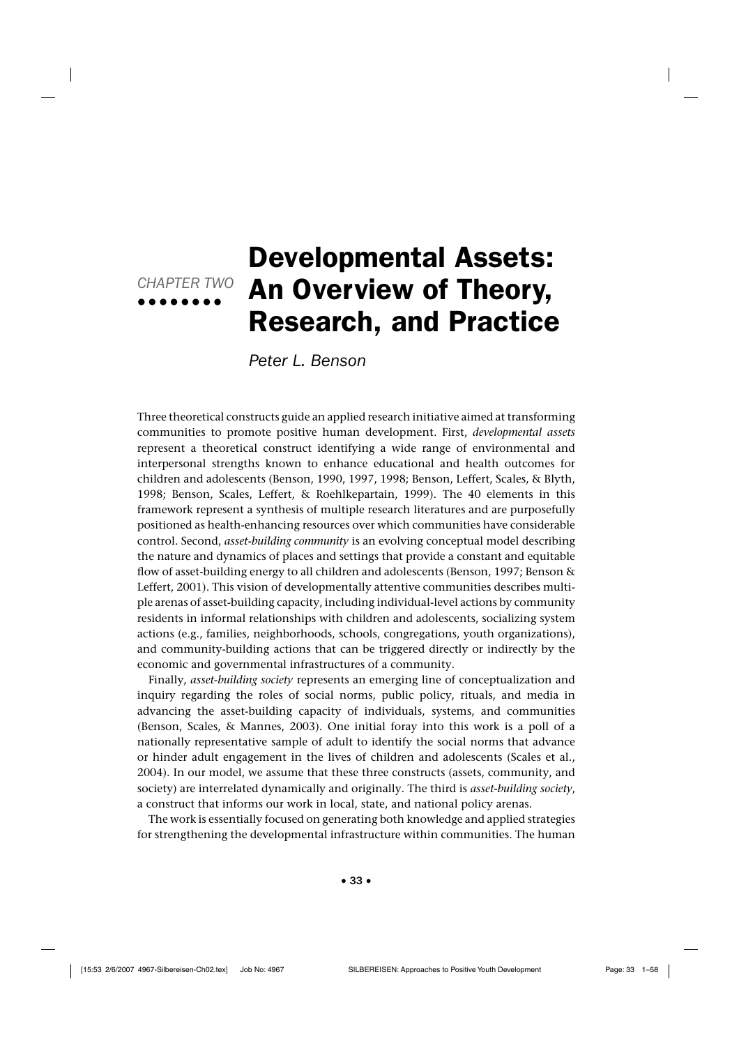CHAPTER TWO

# Developmental Assets: An Overview of Theory, Research, and Practice

*Peter L. Benson*

Three theoretical constructs guide an applied research initiative aimed at transforming communities to promote positive human development. First, *developmental assets* represent a theoretical construct identifying a wide range of environmental and interpersonal strengths known to enhance educational and health outcomes for children and adolescents (Benson, 1990, 1997, 1998; Benson, Leffert, Scales, & Blyth, 1998; Benson, Scales, Leffert, & Roehlkepartain, 1999). The 40 elements in this framework represent a synthesis of multiple research literatures and are purposefully positioned as health-enhancing resources over which communities have considerable control. Second, *asset-building community* is an evolving conceptual model describing the nature and dynamics of places and settings that provide a constant and equitable flow of asset-building energy to all children and adolescents (Benson, 1997; Benson & Leffert, 2001). This vision of developmentally attentive communities describes multiple arenas of asset-building capacity, including individual-level actions by community residents in informal relationships with children and adolescents, socializing system actions (e.g., families, neighborhoods, schools, congregations, youth organizations), and community-building actions that can be triggered directly or indirectly by the economic and governmental infrastructures of a community.

Finally, *asset-building society* represents an emerging line of conceptualization and inquiry regarding the roles of social norms, public policy, rituals, and media in advancing the asset-building capacity of individuals, systems, and communities (Benson, Scales, & Mannes, 2003). One initial foray into this work is a poll of a nationally representative sample of adult to identify the social norms that advance or hinder adult engagement in the lives of children and adolescents (Scales et al., 2004). In our model, we assume that these three constructs (assets, community, and society) are interrelated dynamically and originally. The third is *asset-building society*, a construct that informs our work in local, state, and national policy arenas.

The work is essentially focused on generating both knowledge and applied strategies for strengthening the developmental infrastructure within communities. The human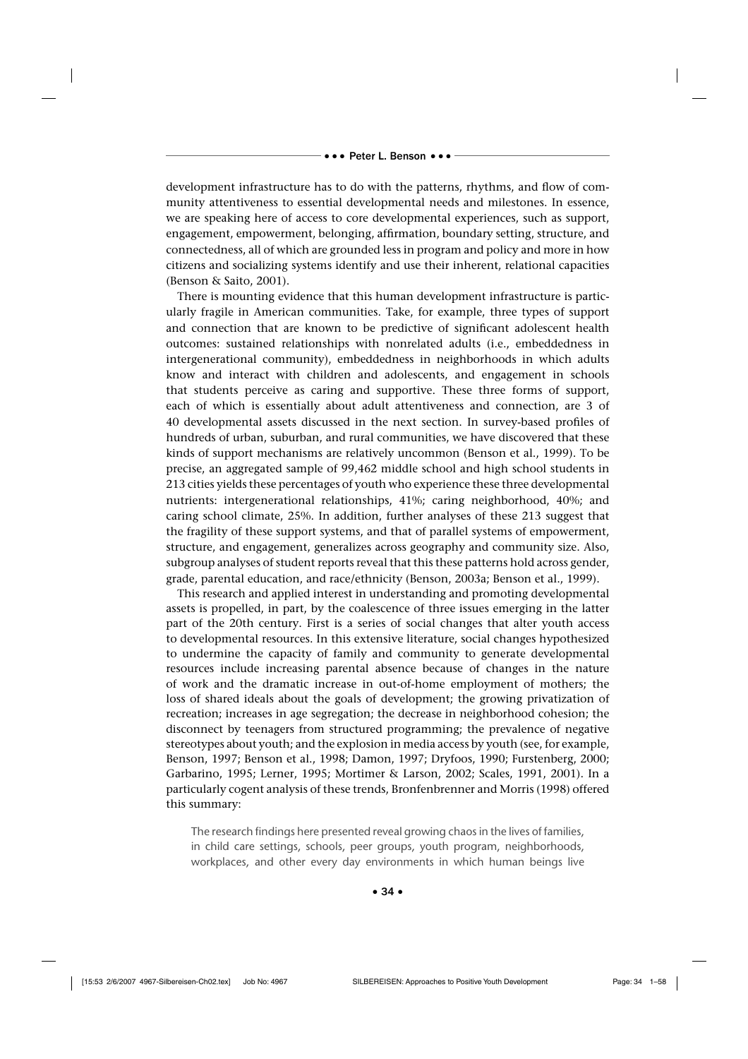development infrastructure has to do with the patterns, rhythms, and flow of community attentiveness to essential developmental needs and milestones. In essence, we are speaking here of access to core developmental experiences, such as support, engagement, empowerment, belonging, affirmation, boundary setting, structure, and connectedness, all of which are grounded less in program and policy and more in how citizens and socializing systems identify and use their inherent, relational capacities (Benson & Saito, 2001).

There is mounting evidence that this human development infrastructure is particularly fragile in American communities. Take, for example, three types of support and connection that are known to be predictive of significant adolescent health outcomes: sustained relationships with nonrelated adults (i.e., embeddedness in intergenerational community), embeddedness in neighborhoods in which adults know and interact with children and adolescents, and engagement in schools that students perceive as caring and supportive. These three forms of support, each of which is essentially about adult attentiveness and connection, are 3 of 40 developmental assets discussed in the next section. In survey-based profiles of hundreds of urban, suburban, and rural communities, we have discovered that these kinds of support mechanisms are relatively uncommon (Benson et al., 1999). To be precise, an aggregated sample of 99,462 middle school and high school students in 213 cities yields these percentages of youth who experience these three developmental nutrients: intergenerational relationships, 41%; caring neighborhood, 40%; and caring school climate, 25%. In addition, further analyses of these 213 suggest that the fragility of these support systems, and that of parallel systems of empowerment, structure, and engagement, generalizes across geography and community size. Also, subgroup analyses of student reports reveal that this these patterns hold across gender, grade, parental education, and race/ethnicity (Benson, 2003a; Benson et al., 1999).

This research and applied interest in understanding and promoting developmental assets is propelled, in part, by the coalescence of three issues emerging in the latter part of the 20th century. First is a series of social changes that alter youth access to developmental resources. In this extensive literature, social changes hypothesized to undermine the capacity of family and community to generate developmental resources include increasing parental absence because of changes in the nature of work and the dramatic increase in out-of-home employment of mothers; the loss of shared ideals about the goals of development; the growing privatization of recreation; increases in age segregation; the decrease in neighborhood cohesion; the disconnect by teenagers from structured programming; the prevalence of negative stereotypes about youth; and the explosion in media access by youth (see, for example, Benson, 1997; Benson et al., 1998; Damon, 1997; Dryfoos, 1990; Furstenberg, 2000; Garbarino, 1995; Lerner, 1995; Mortimer & Larson, 2002; Scales, 1991, 2001). In a particularly cogent analysis of these trends, Bronfenbrenner and Morris (1998) offered this summary:

> The research findings here presented reveal growing chaos in the lives of families, in child care settings, schools, peer groups, youth program, neighborhoods, workplaces, and other every day environments in which human beings live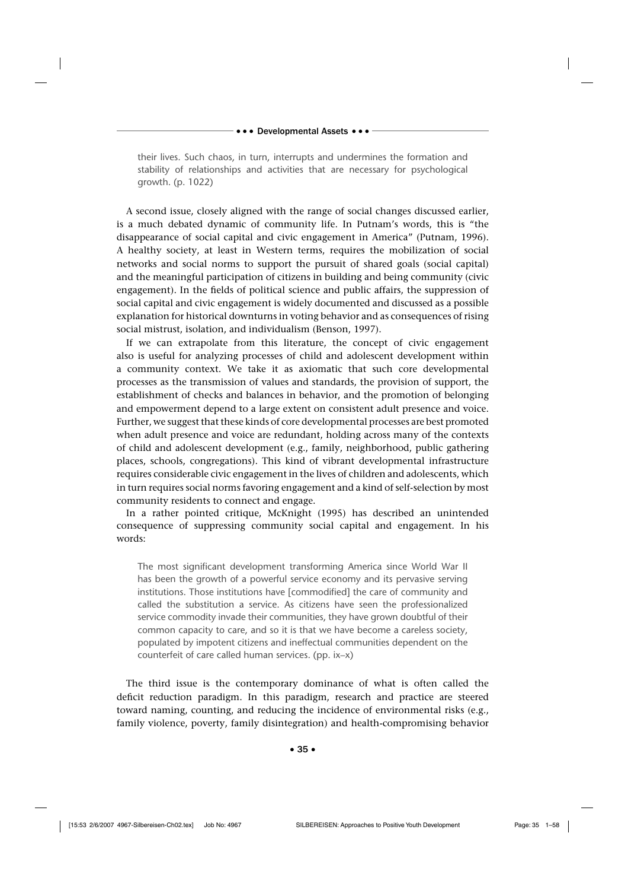their lives. Such chaos, in turn, interrupts and undermines the formation and stability of relationships and activities that are necessary for psychological growth. (p. 1022)

A second issue, closely aligned with the range of social changes discussed earlier, is a much debated dynamic of community life. In Putnam's words, this is "the disappearance of social capital and civic engagement in America" (Putnam, 1996). A healthy society, at least in Western terms, requires the mobilization of social networks and social norms to support the pursuit of shared goals (social capital) and the meaningful participation of citizens in building and being community (civic engagement). In the fields of political science and public affairs, the suppression of social capital and civic engagement is widely documented and discussed as a possible explanation for historical downturns in voting behavior and as consequences of rising social mistrust, isolation, and individualism (Benson, 1997).

If we can extrapolate from this literature, the concept of civic engagement also is useful for analyzing processes of child and adolescent development within a community context. We take it as axiomatic that such core developmental processes as the transmission of values and standards, the provision of support, the establishment of checks and balances in behavior, and the promotion of belonging and empowerment depend to a large extent on consistent adult presence and voice. Further, we suggest that these kinds of core developmental processes are best promoted when adult presence and voice are redundant, holding across many of the contexts of child and adolescent development (e.g., family, neighborhood, public gathering places, schools, congregations). This kind of vibrant developmental infrastructure requires considerable civic engagement in the lives of children and adolescents, which in turn requires social norms favoring engagement and a kind of self-selection by most community residents to connect and engage.

In a rather pointed critique, McKnight (1995) has described an unintended consequence of suppressing community social capital and engagement. In his words:

> The most significant development transforming America since World War II has been the growth of a powerful service economy and its pervasive serving institutions. Those institutions have [commodified] the care of community and called the substitution a service. As citizens have seen the professionalized service commodity invade their communities, they have grown doubtful of their common capacity to care, and so it is that we have become a careless society, populated by impotent citizens and ineffectual communities dependent on the counterfeit of care called human services. (pp. ix–x)

The third issue is the contemporary dominance of what is often called the deficit reduction paradigm. In this paradigm, research and practice are steered toward naming, counting, and reducing the incidence of environmental risks (e.g., family violence, poverty, family disintegration) and health-compromising behavior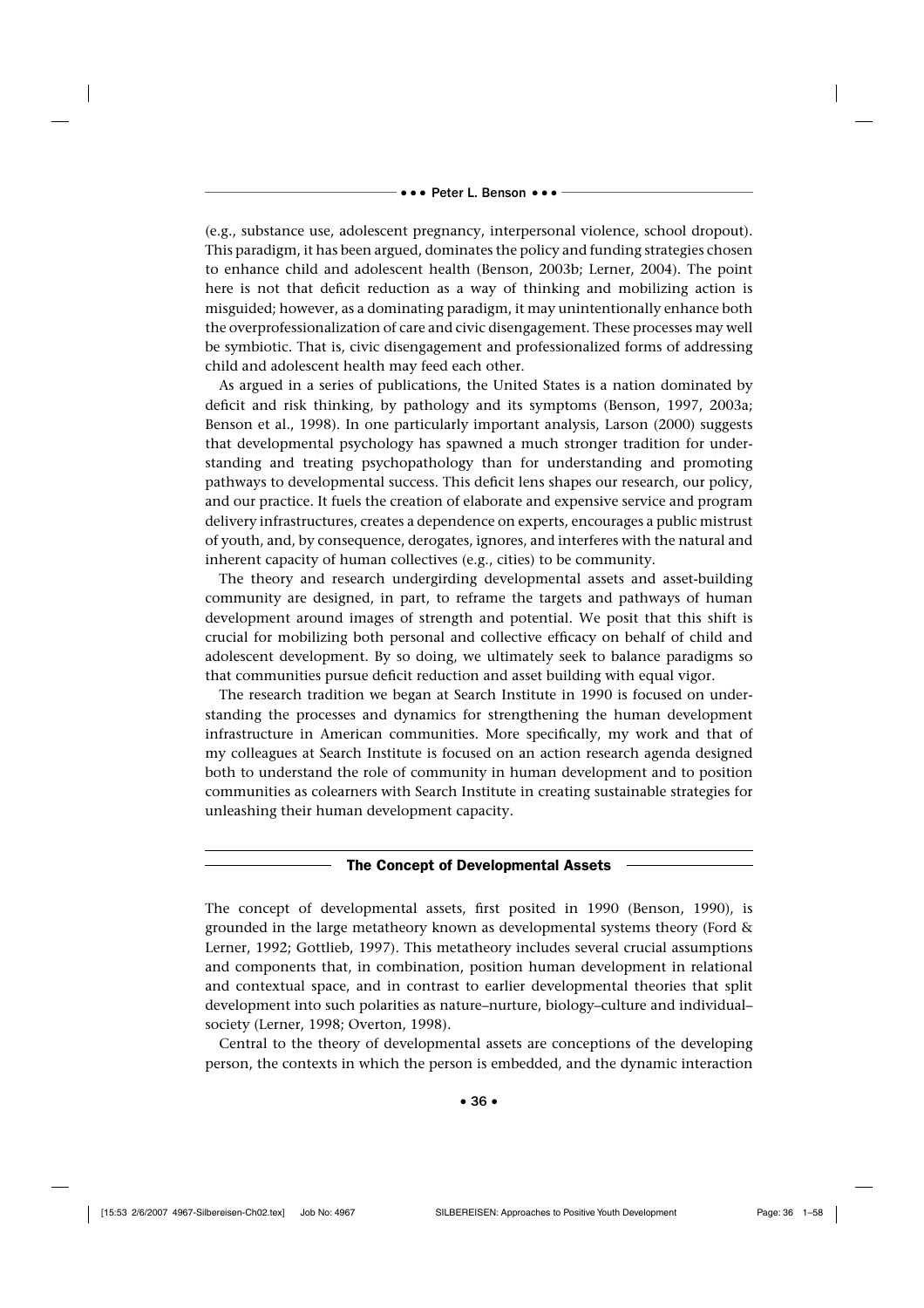(e.g., substance use, adolescent pregnancy, interpersonal violence, school dropout). This paradigm, it has been argued, dominates the policy and funding strategies chosen to enhance child and adolescent health (Benson, 2003b; Lerner, 2004). The point here is not that deficit reduction as a way of thinking and mobilizing action is misguided; however, as a dominating paradigm, it may unintentionally enhance both the overprofessionalization of care and civic disengagement. These processes may well be symbiotic. That is, civic disengagement and professionalized forms of addressing child and adolescent health may feed each other.

As argued in a series of publications, the United States is a nation dominated by deficit and risk thinking, by pathology and its symptoms (Benson, 1997, 2003a; Benson et al., 1998). In one particularly important analysis, Larson (2000) suggests that developmental psychology has spawned a much stronger tradition for understanding and treating psychopathology than for understanding and promoting pathways to developmental success. This deficit lens shapes our research, our policy, and our practice. It fuels the creation of elaborate and expensive service and program delivery infrastructures, creates a dependence on experts, encourages a public mistrust of youth, and, by consequence, derogates, ignores, and interferes with the natural and inherent capacity of human collectives (e.g., cities) to be community.

The theory and research undergirding developmental assets and asset-building community are designed, in part, to reframe the targets and pathways of human development around images of strength and potential. We posit that this shift is crucial for mobilizing both personal and collective efficacy on behalf of child and adolescent development. By so doing, we ultimately seek to balance paradigms so that communities pursue deficit reduction and asset building with equal vigor.

The research tradition we began at Search Institute in 1990 is focused on understanding the processes and dynamics for strengthening the human development infrastructure in American communities. More specifically, my work and that of my colleagues at Search Institute is focused on an action research agenda designed both to understand the role of community in human development and to position communities as colearners with Search Institute in creating sustainable strategies for unleashing their human development capacity.

## The Concept of Developmental Assets

The concept of developmental assets, first posited in 1990 (Benson, 1990), is grounded in the large metatheory known as developmental systems theory (Ford & Lerner, 1992; Gottlieb, 1997). This metatheory includes several crucial assumptions and components that, in combination, position human development in relational and contextual space, and in contrast to earlier developmental theories that split development into such polarities as nature–nurture, biology–culture and individual–society (Lerner, 1998; Overton, 1998).

Central to the theory of developmental assets are conceptions of the developing person, the contexts in which the person is embedded, and the dynamic interaction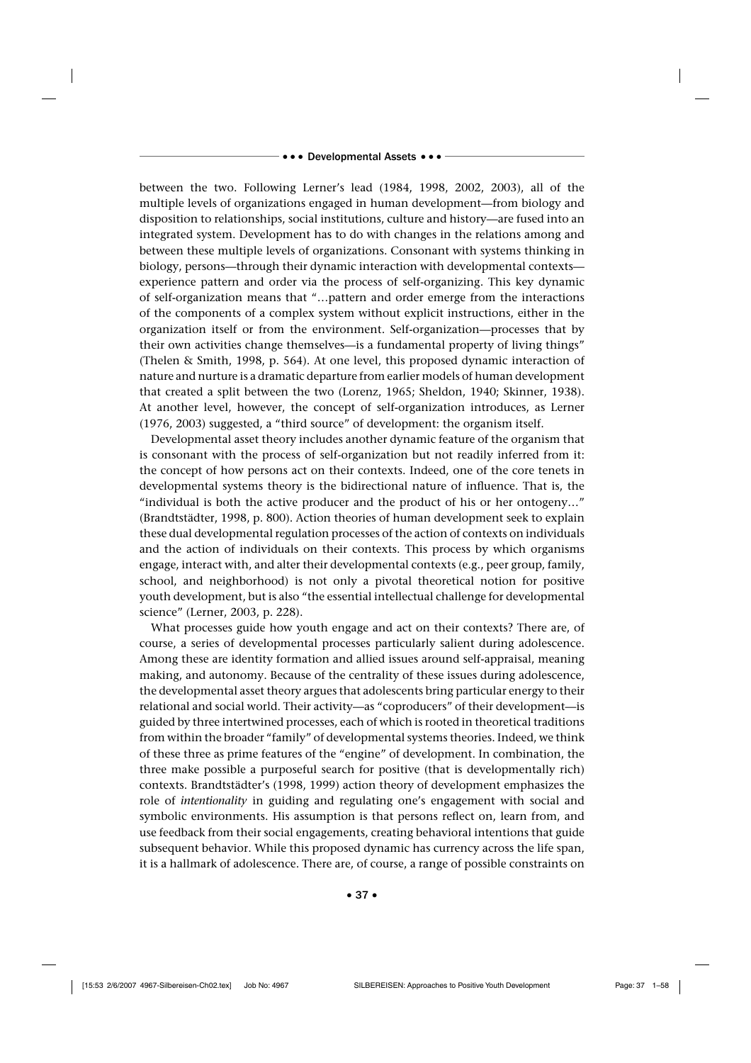between the two. Following Lerner's lead (1984, 1998, 2002, 2003), all of the multiple levels of organizations engaged in human development—from biology and disposition to relationships, social institutions, culture and history—are fused into an integrated system. Development has to do with changes in the relations among and between these multiple levels of organizations. Consonant with systems thinking in biology, persons—through their dynamic interaction with developmental contexts—experience pattern and order via the process of self-organizing. This key dynamic of self-organization means that "…pattern and order emerge from the interactions of the components of a complex system without explicit instructions, either in the organization itself or from the environment. Self-organization—processes that by their own activities change themselves—is a fundamental property of living things" (Thelen & Smith, 1998, p. 564). At one level, this proposed dynamic interaction of nature and nurture is a dramatic departure from earlier models of human development that created a split between the two (Lorenz, 1965; Sheldon, 1940; Skinner, 1938). At another level, however, the concept of self-organization introduces, as Lerner (1976, 2003) suggested, a "third source" of development: the organism itself.

Developmental asset theory includes another dynamic feature of the organism that is consonant with the process of self-organization but not readily inferred from it: the concept of how persons act on their contexts. Indeed, one of the core tenets in developmental systems theory is the bidirectional nature of influence. That is, the "individual is both the active producer and the product of his or her ontogeny…" (Brandtstädter, 1998, p. 800). Action theories of human development seek to explain these dual developmental regulation processes of the action of contexts on individuals and the action of individuals on their contexts. This process by which organisms engage, interact with, and alter their developmental contexts (e.g., peer group, family, school, and neighborhood) is not only a pivotal theoretical notion for positive youth development, but is also "the essential intellectual challenge for developmental science" (Lerner, 2003, p. 228).

What processes guide how youth engage and act on their contexts? There are, of course, a series of developmental processes particularly salient during adolescence. Among these are identity formation and allied issues around self-appraisal, meaning making, and autonomy. Because of the centrality of these issues during adolescence, the developmental asset theory argues that adolescents bring particular energy to their relational and social world. Their activity—as "coproducers" of their development—is guided by three intertwined processes, each of which is rooted in theoretical traditions from within the broader "family" of developmental systems theories. Indeed, we think of these three as prime features of the "engine" of development. In combination, the three make possible a purposeful search for positive (that is developmentally rich) contexts. Brandtstädter's (1998, 1999) action theory of development emphasizes the role of *intentionality* in guiding and regulating one's engagement with social and symbolic environments. His assumption is that persons reflect on, learn from, and use feedback from their social engagements, creating behavioral intentions that guide subsequent behavior. While this proposed dynamic has currency across the life span, it is a hallmark of adolescence. There are, of course, a range of possible constraints on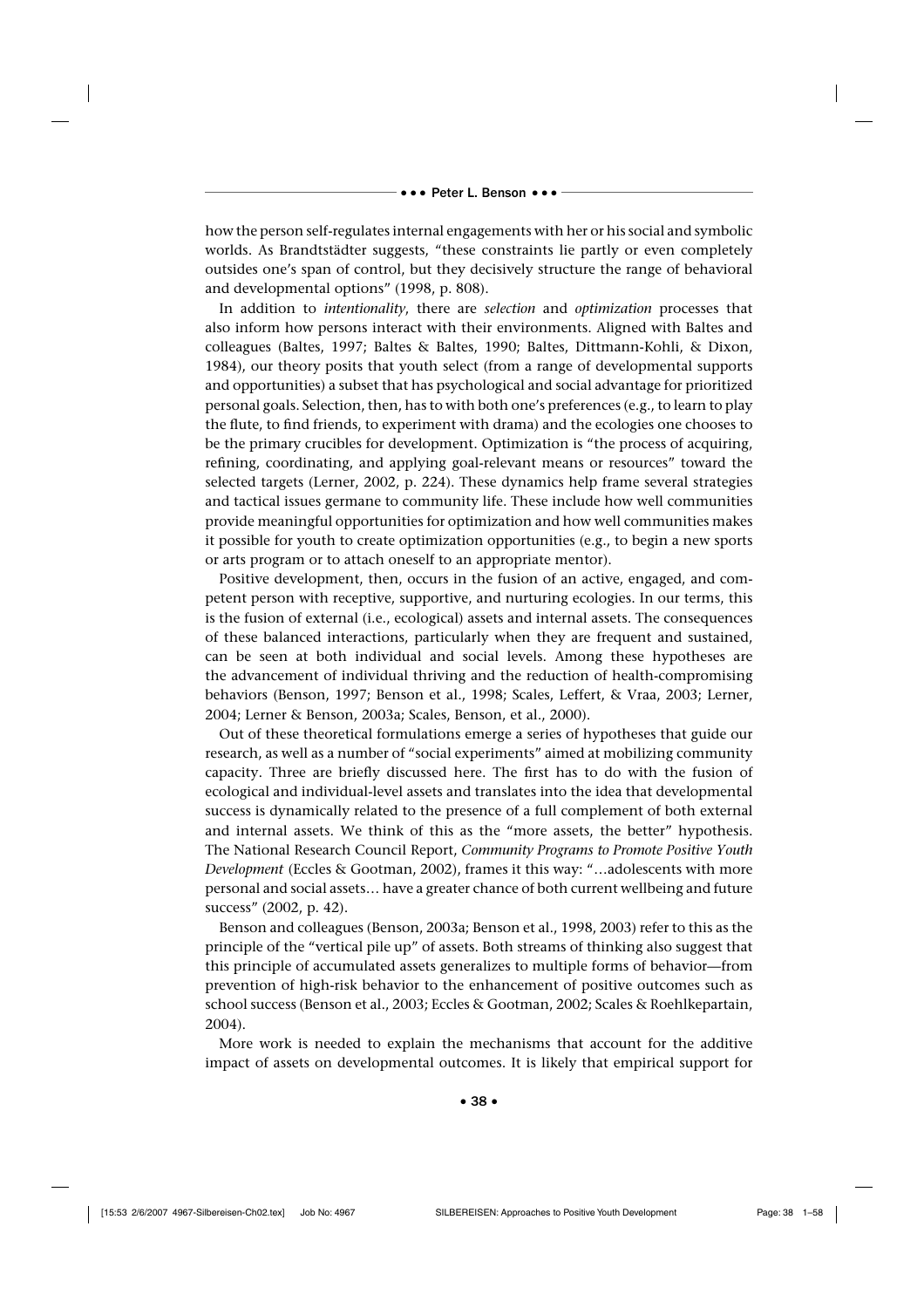how the person self-regulates internal engagements with her or his social and symbolic worlds. As Brandtstädter suggests, "these constraints lie partly or even completely outsides one's span of control, but they decisively structure the range of behavioral and developmental options" (1998, p. 808).

In addition to *intentionality*, there are *selection* and *optimization* processes that also inform how persons interact with their environments. Aligned with Baltes and colleagues (Baltes, 1997; Baltes & Baltes, 1990; Baltes, Dittmann-Kohli, & Dixon, 1984), our theory posits that youth select (from a range of developmental supports and opportunities) a subset that has psychological and social advantage for prioritized personal goals. Selection, then, has to with both one's preferences (e.g., to learn to play the flute, to find friends, to experiment with drama) and the ecologies one chooses to be the primary crucibles for development. Optimization is "the process of acquiring, refining, coordinating, and applying goal-relevant means or resources" toward the selected targets (Lerner, 2002, p. 224). These dynamics help frame several strategies and tactical issues germane to community life. These include how well communities provide meaningful opportunities for optimization and how well communities makes it possible for youth to create optimization opportunities (e.g., to begin a new sports or arts program or to attach oneself to an appropriate mentor).

Positive development, then, occurs in the fusion of an active, engaged, and competent person with receptive, supportive, and nurturing ecologies. In our terms, this is the fusion of external (i.e., ecological) assets and internal assets. The consequences of these balanced interactions, particularly when they are frequent and sustained, can be seen at both individual and social levels. Among these hypotheses are the advancement of individual thriving and the reduction of health-compromising behaviors (Benson, 1997; Benson et al., 1998; Scales, Leffert, & Vraa, 2003; Lerner, 2004; Lerner & Benson, 2003a; Scales, Benson, et al., 2000).

Out of these theoretical formulations emerge a series of hypotheses that guide our research, as well as a number of "social experiments" aimed at mobilizing community capacity. Three are briefly discussed here. The first has to do with the fusion of ecological and individual-level assets and translates into the idea that developmental success is dynamically related to the presence of a full complement of both external and internal assets. We think of this as the "more assets, the better" hypothesis. The National Research Council Report, *Community Programs to Promote Positive Youth Development* (Eccles & Gootman, 2002), frames it this way: "…adolescents with more personal and social assets… have a greater chance of both current wellbeing and future success" (2002, p. 42).

Benson and colleagues (Benson, 2003a; Benson et al., 1998, 2003) refer to this as the principle of the "vertical pile up" of assets. Both streams of thinking also suggest that this principle of accumulated assets generalizes to multiple forms of behavior—from prevention of high-risk behavior to the enhancement of positive outcomes such as school success (Benson et al., 2003; Eccles & Gootman, 2002; Scales & Roehlkepartain, 2004).

More work is needed to explain the mechanisms that account for the additive impact of assets on developmental outcomes. It is likely that empirical support for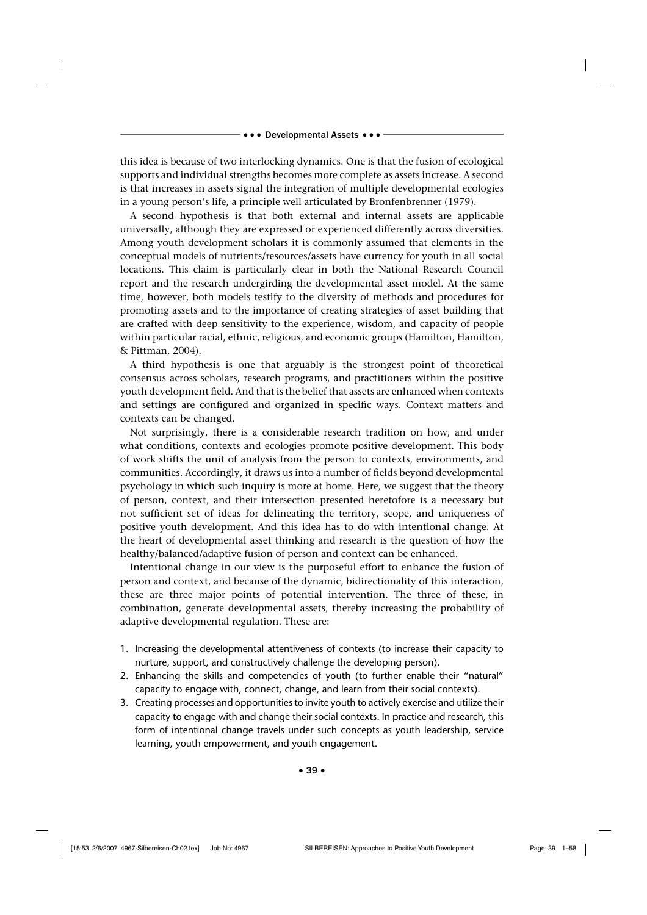this idea is because of two interlocking dynamics. One is that the fusion of ecological supports and individual strengths becomes more complete as assets increase. A second is that increases in assets signal the integration of multiple developmental ecologies in a young person's life, a principle well articulated by Bronfenbrenner (1979).

A second hypothesis is that both external and internal assets are applicable universally, although they are expressed or experienced differently across diversities. Among youth development scholars it is commonly assumed that elements in the conceptual models of nutrients/resources/assets have currency for youth in all social locations. This claim is particularly clear in both the National Research Council report and the research undergirding the developmental asset model. At the same time, however, both models testify to the diversity of methods and procedures for promoting assets and to the importance of creating strategies of asset building that are crafted with deep sensitivity to the experience, wisdom, and capacity of people within particular racial, ethnic, religious, and economic groups (Hamilton, Hamilton, & Pittman, 2004).

A third hypothesis is one that arguably is the strongest point of theoretical consensus across scholars, research programs, and practitioners within the positive youth development field. And that is the belief that assets are enhanced when contexts and settings are configured and organized in specific ways. Context matters and contexts can be changed.

Not surprisingly, there is a considerable research tradition on how, and under what conditions, contexts and ecologies promote positive development. This body of work shifts the unit of analysis from the person to contexts, environments, and communities. Accordingly, it draws us into a number of fields beyond developmental psychology in which such inquiry is more at home. Here, we suggest that the theory of person, context, and their intersection presented heretofore is a necessary but not sufficient set of ideas for delineating the territory, scope, and uniqueness of positive youth development. And this idea has to do with intentional change. At the heart of developmental asset thinking and research is the question of how the healthy/balanced/adaptive fusion of person and context can be enhanced.

Intentional change in our view is the purposeful effort to enhance the fusion of person and context, and because of the dynamic, bidirectionality of this interaction, these are three major points of potential intervention. The three of these, in combination, generate developmental assets, thereby increasing the probability of adaptive developmental regulation. These are:

1. Increasing the developmental attentiveness of contexts (to increase their capacity to nurture, support, and constructively challenge the developing person).
2. Enhancing the skills and competencies of youth (to further enable their "natural" capacity to engage with, connect, change, and learn from their social contexts).
3. Creating processes and opportunities to invite youth to actively exercise and utilize their capacity to engage with and change their social contexts. In practice and research, this form of intentional change travels under such concepts as youth leadership, service learning, youth empowerment, and youth engagement.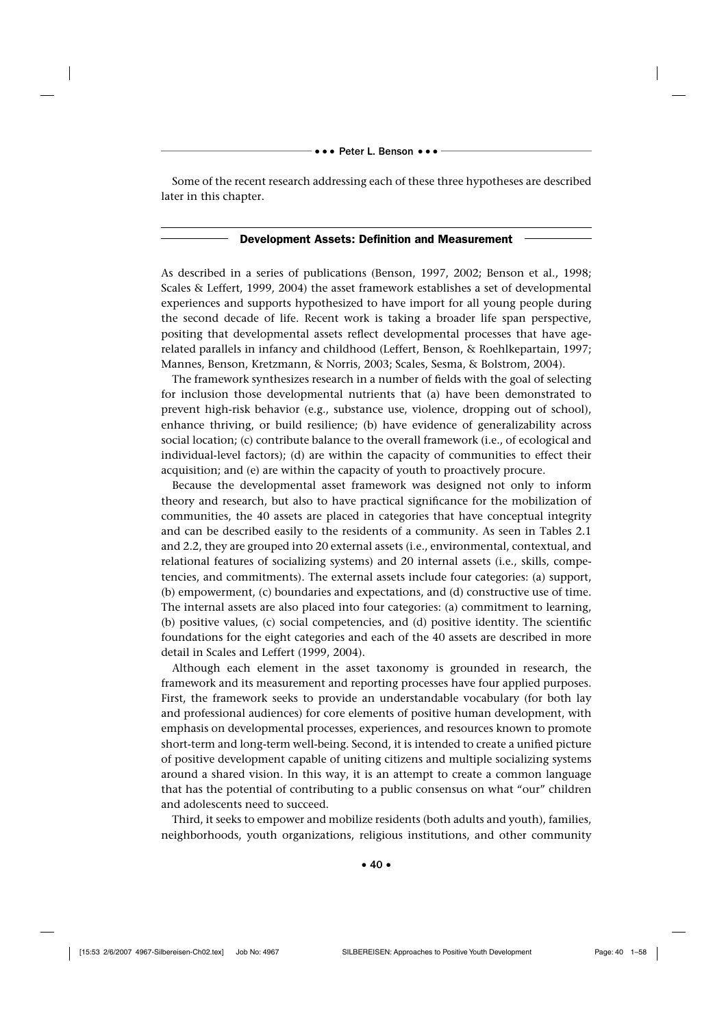Some of the recent research addressing each of these three hypotheses are described later in this chapter.

## Development Assets: Definition and Measurement

As described in a series of publications (Benson, 1997, 2002; Benson et al., 1998; Scales & Leffert, 1999, 2004) the asset framework establishes a set of developmental experiences and supports hypothesized to have import for all young people during the second decade of life. Recent work is taking a broader life span perspective, positing that developmental assets reflect developmental processes that have age-related parallels in infancy and childhood (Leffert, Benson, & Roehlkepartain, 1997; Mannes, Benson, Kretzmann, & Norris, 2003; Scales, Sesma, & Bolstrom, 2004).

The framework synthesizes research in a number of fields with the goal of selecting for inclusion those developmental nutrients that (a) have been demonstrated to prevent high-risk behavior (e.g., substance use, violence, dropping out of school), enhance thriving, or build resilience; (b) have evidence of generalizability across social location; (c) contribute balance to the overall framework (i.e., of ecological and individual-level factors); (d) are within the capacity of communities to effect their acquisition; and (e) are within the capacity of youth to proactively procure.

Because the developmental asset framework was designed not only to inform theory and research, but also to have practical significance for the mobilization of communities, the 40 assets are placed in categories that have conceptual integrity and can be described easily to the residents of a community. As seen in Tables 2.1 and 2.2, they are grouped into 20 external assets (i.e., environmental, contextual, and relational features of socializing systems) and 20 internal assets (i.e., skills, competencies, and commitments). The external assets include four categories: (a) support, (b) empowerment, (c) boundaries and expectations, and (d) constructive use of time. The internal assets are also placed into four categories: (a) commitment to learning, (b) positive values, (c) social competencies, and (d) positive identity. The scientific foundations for the eight categories and each of the 40 assets are described in more detail in Scales and Leffert (1999, 2004).

Although each element in the asset taxonomy is grounded in research, the framework and its measurement and reporting processes have four applied purposes. First, the framework seeks to provide an understandable vocabulary (for both lay and professional audiences) for core elements of positive human development, with emphasis on developmental processes, experiences, and resources known to promote short-term and long-term well-being. Second, it is intended to create a unified picture of positive development capable of uniting citizens and multiple socializing systems around a shared vision. In this way, it is an attempt to create a common language that has the potential of contributing to a public consensus on what "our" children and adolescents need to succeed.

Third, it seeks to empower and mobilize residents (both adults and youth), families, neighborhoods, youth organizations, religious institutions, and other community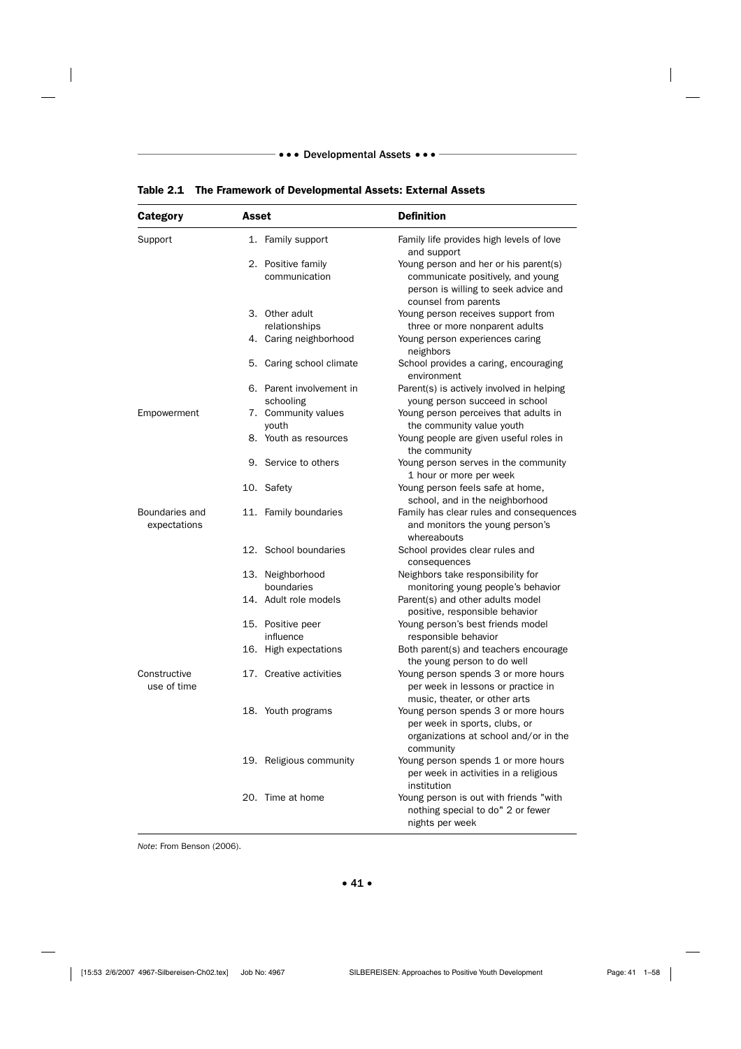**Table 2.1 The Framework of Developmental Assets: External Assets**

| Category | Asset | Definition |
|---|---|---|
| Support | 1. Family support | Family life provides high levels of love and support |
| | 2. Positive family communication | Young person and her or his parent(s) communicate positively, and young person is willing to seek advice and counsel from parents |
| | 3. Other adult relationships | Young person receives support from three or more nonparent adults |
| | 4. Caring neighborhood | Young person experiences caring neighbors |
| | 5. Caring school climate | School provides a caring, encouraging environment |
| | 6. Parent involvement in schooling | Parent(s) is actively involved in helping young person succeed in school |
| Empowerment | 7. Community values youth | Young person perceives that adults in the community value youth |
| | 8. Youth as resources | Young people are given useful roles in the community |
| | 9. Service to others | Young person serves in the community 1 hour or more per week |
| | 10. Safety | Young person feels safe at home, school, and in the neighborhood |
| Boundaries and expectations | 11. Family boundaries | Family has clear rules and consequences and monitors the young person's whereabouts |
| | 12. School boundaries | School provides clear rules and consequences |
| | 13. Neighborhood boundaries | Neighbors take responsibility for monitoring young people's behavior |
| | 14. Adult role models | Parent(s) and other adults model positive, responsible behavior |
| | 15. Positive peer influence | Young person's best friends model responsible behavior |
| | 16. High expectations | Both parent(s) and teachers encourage the young person to do well |
| Constructive use of time | 17. Creative activities | Young person spends 3 or more hours per week in lessons or practice in music, theater, or other arts |
| | 18. Youth programs | Young person spends 3 or more hours per week in sports, clubs, or organizations at school and/or in the community |
| | 19. Religious community | Young person spends 1 or more hours per week in activities in a religious institution |
| | 20. Time at home | Young person is out with friends "with nothing special to do" 2 or fewer nights per week |

*Note*: From Benson (2006).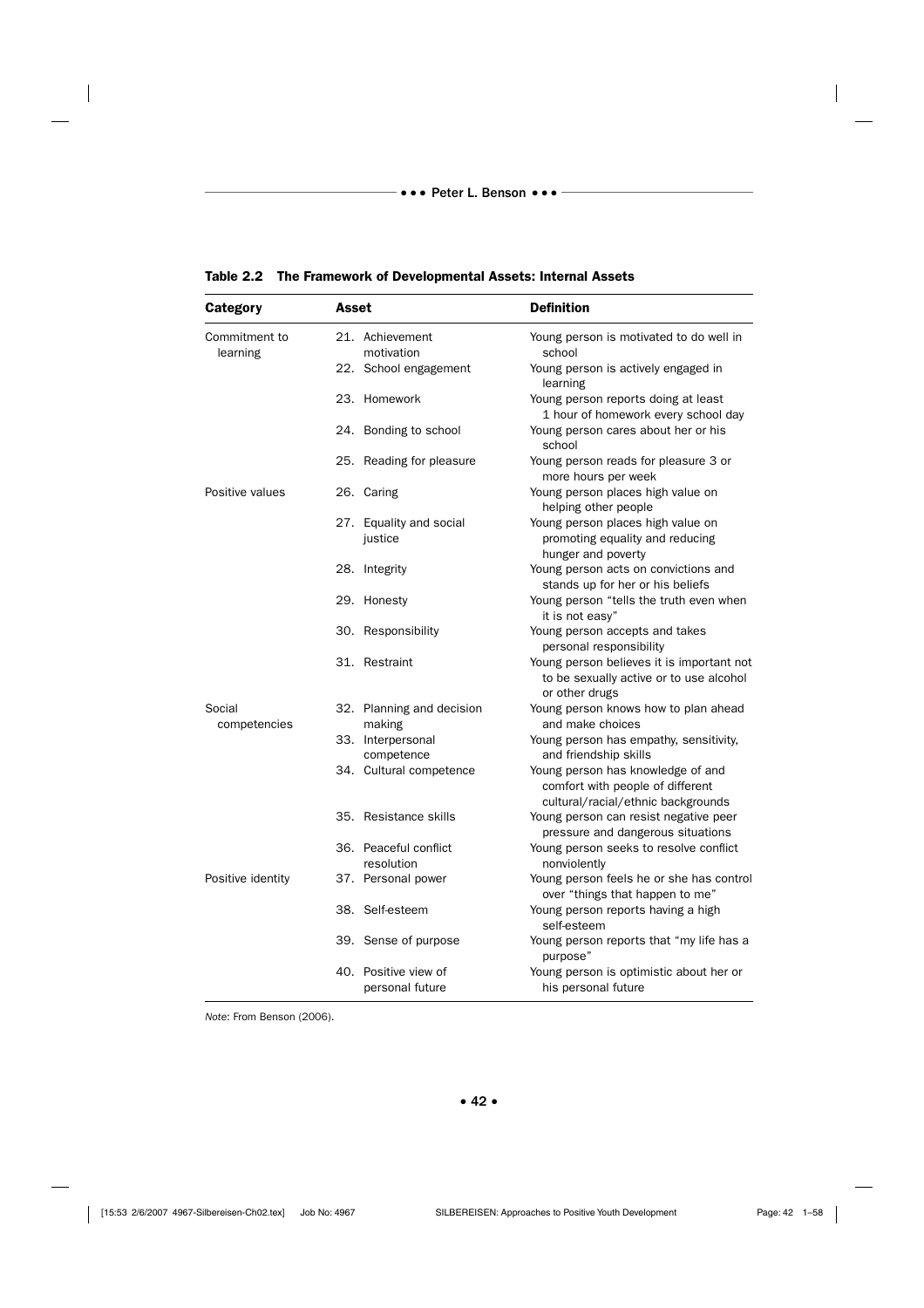**Table 2.2 The Framework of Developmental Assets: Internal Assets**

| Category | Asset | Definition |
|---|---|---|
| Commitment to learning | 21. Achievement motivation | Young person is motivated to do well in school |
| | 22. School engagement | Young person is actively engaged in learning |
| | 23. Homework | Young person reports doing at least 1 hour of homework every school day |
| | 24. Bonding to school | Young person cares about her or his school |
| | 25. Reading for pleasure | Young person reads for pleasure 3 or more hours per week |
| Positive values | 26. Caring | Young person places high value on helping other people |
| | 27. Equality and social justice | Young person places high value on promoting equality and reducing hunger and poverty |
| | 28. Integrity | Young person acts on convictions and stands up for her or his beliefs |
| | 29. Honesty | Young person "tells the truth even when it is not easy" |
| | 30. Responsibility | Young person accepts and takes personal responsibility |
| | 31. Restraint | Young person believes it is important not to be sexually active or to use alcohol or other drugs |
| Social competencies | 32. Planning and decision making | Young person knows how to plan ahead and make choices |
| | 33. Interpersonal competence | Young person has empathy, sensitivity, and friendship skills |
| | 34. Cultural competence | Young person has knowledge of and comfort with people of different cultural/racial/ethnic backgrounds |
| | 35. Resistance skills | Young person can resist negative peer pressure and dangerous situations |
| | 36. Peaceful conflict resolution | Young person seeks to resolve conflict nonviolently |
| Positive identity | 37. Personal power | Young person feels he or she has control over "things that happen to me" |
| | 38. Self-esteem | Young person reports having a high self-esteem |
| | 39. Sense of purpose | Young person reports that "my life has a purpose" |
| | 40. Positive view of personal future | Young person is optimistic about her or his personal future |

*Note*: From Benson (2006).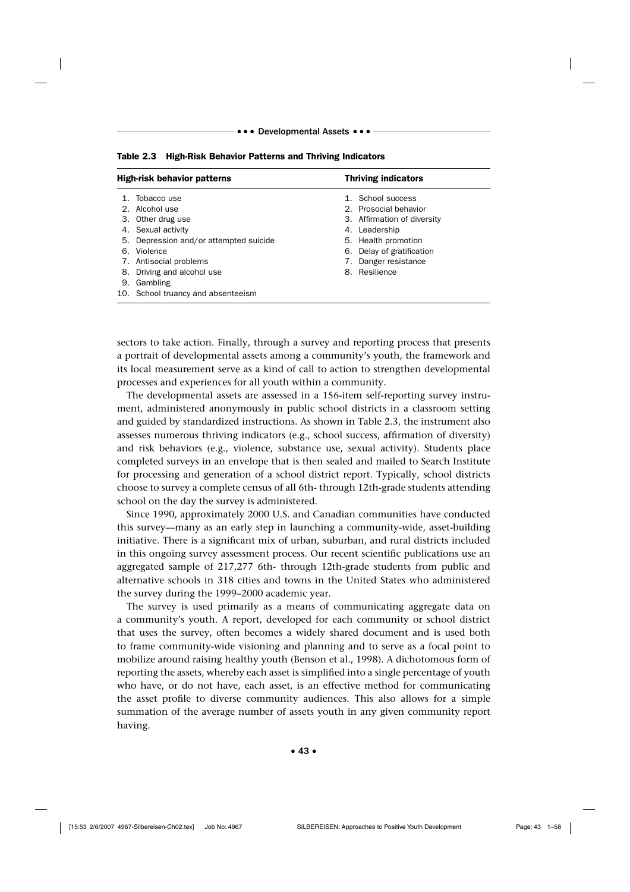**Table 2.3 High-Risk Behavior Patterns and Thriving Indicators**

| High-risk behavior patterns | Thriving indicators |
|---|---|
| 1. Tobacco use | 1. School success |
| 2. Alcohol use | 2. Prosocial behavior |
| 3. Other drug use | 3. Affirmation of diversity |
| 4. Sexual activity | 4. Leadership |
| 5. Depression and/or attempted suicide | 5. Health promotion |
| 6. Violence | 6. Delay of gratification |
| 7. Antisocial problems | 7. Danger resistance |
| 8. Driving and alcohol use | 8. Resilience |
| 9. Gambling | |
| 10. School truancy and absenteeism | |

sectors to take action. Finally, through a survey and reporting process that presents a portrait of developmental assets among a community's youth, the framework and its local measurement serve as a kind of call to action to strengthen developmental processes and experiences for all youth within a community.

The developmental assets are assessed in a 156-item self-reporting survey instrument, administered anonymously in public school districts in a classroom setting and guided by standardized instructions. As shown in Table 2.3, the instrument also assesses numerous thriving indicators (e.g., school success, affirmation of diversity) and risk behaviors (e.g., violence, substance use, sexual activity). Students place completed surveys in an envelope that is then sealed and mailed to Search Institute for processing and generation of a school district report. Typically, school districts choose to survey a complete census of all 6th- through 12th-grade students attending school on the day the survey is administered.

Since 1990, approximately 2000 U.S. and Canadian communities have conducted this survey—many as an early step in launching a community-wide, asset-building initiative. There is a significant mix of urban, suburban, and rural districts included in this ongoing survey assessment process. Our recent scientific publications use an aggregated sample of 217,277 6th- through 12th-grade students from public and alternative schools in 318 cities and towns in the United States who administered the survey during the 1999–2000 academic year.

The survey is used primarily as a means of communicating aggregate data on a community's youth. A report, developed for each community or school district that uses the survey, often becomes a widely shared document and is used both to frame community-wide visioning and planning and to serve as a focal point to mobilize around raising healthy youth (Benson et al., 1998). A dichotomous form of reporting the assets, whereby each asset is simplified into a single percentage of youth who have, or do not have, each asset, is an effective method for communicating the asset profile to diverse community audiences. This also allows for a simple summation of the average number of assets youth in any given community report having.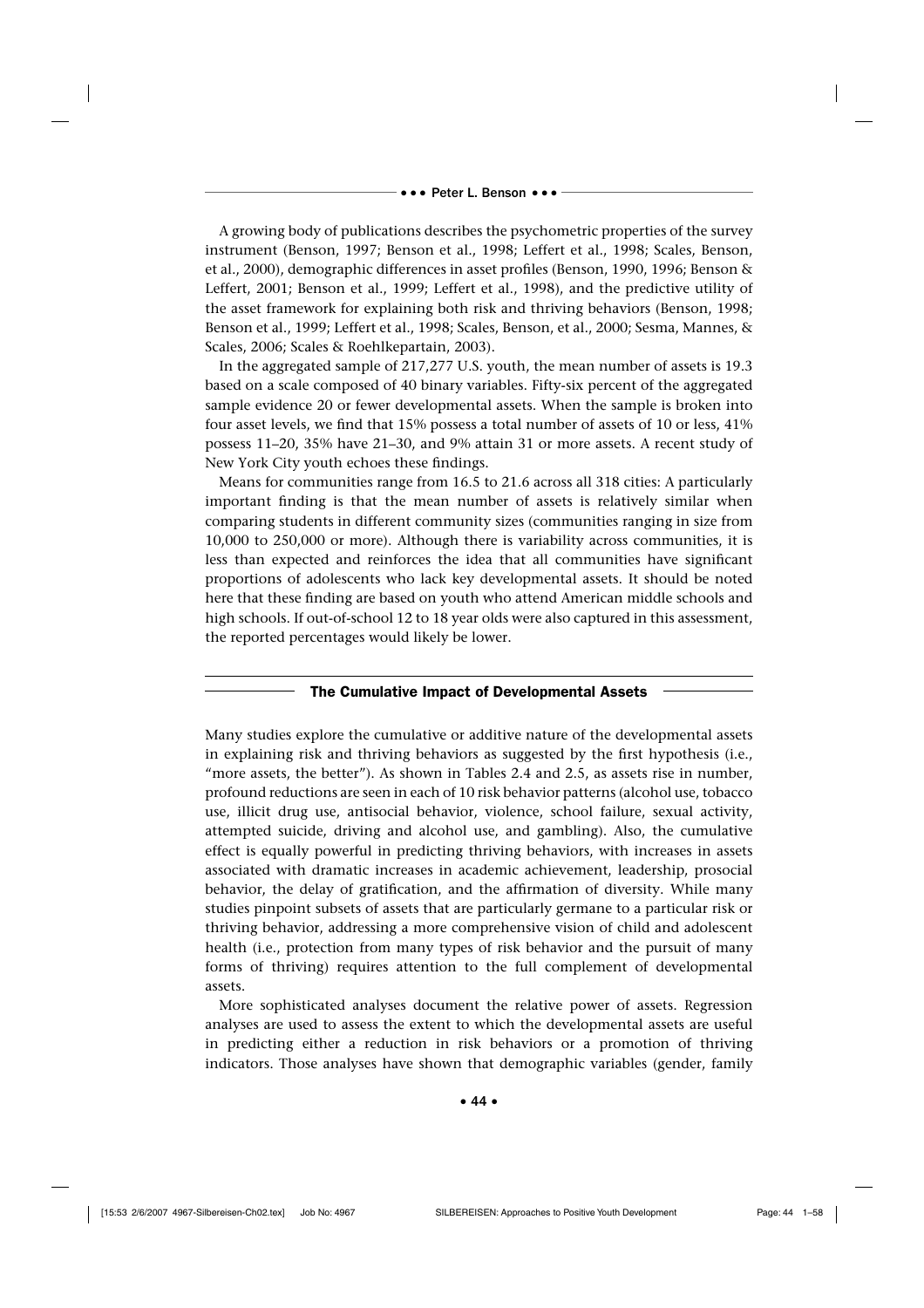A growing body of publications describes the psychometric properties of the survey instrument (Benson, 1997; Benson et al., 1998; Leffert et al., 1998; Scales, Benson, et al., 2000), demographic differences in asset profiles (Benson, 1990, 1996; Benson & Leffert, 2001; Benson et al., 1999; Leffert et al., 1998), and the predictive utility of the asset framework for explaining both risk and thriving behaviors (Benson, 1998; Benson et al., 1999; Leffert et al., 1998; Scales, Benson, et al., 2000; Sesma, Mannes, & Scales, 2006; Scales & Roehlkepartain, 2003).

In the aggregated sample of 217,277 U.S. youth, the mean number of assets is 19.3 based on a scale composed of 40 binary variables. Fifty-six percent of the aggregated sample evidence 20 or fewer developmental assets. When the sample is broken into four asset levels, we find that 15% possess a total number of assets of 10 or less, 41% possess 11–20, 35% have 21–30, and 9% attain 31 or more assets. A recent study of New York City youth echoes these findings.

Means for communities range from 16.5 to 21.6 across all 318 cities: A particularly important finding is that the mean number of assets is relatively similar when comparing students in different community sizes (communities ranging in size from 10,000 to 250,000 or more). Although there is variability across communities, it is less than expected and reinforces the idea that all communities have significant proportions of adolescents who lack key developmental assets. It should be noted here that these finding are based on youth who attend American middle schools and high schools. If out-of-school 12 to 18 year olds were also captured in this assessment, the reported percentages would likely be lower.

## The Cumulative Impact of Developmental Assets

Many studies explore the cumulative or additive nature of the developmental assets in explaining risk and thriving behaviors as suggested by the first hypothesis (i.e., "more assets, the better"). As shown in Tables 2.4 and 2.5, as assets rise in number, profound reductions are seen in each of 10 risk behavior patterns (alcohol use, tobacco use, illicit drug use, antisocial behavior, violence, school failure, sexual activity, attempted suicide, driving and alcohol use, and gambling). Also, the cumulative effect is equally powerful in predicting thriving behaviors, with increases in assets associated with dramatic increases in academic achievement, leadership, prosocial behavior, the delay of gratification, and the affirmation of diversity. While many studies pinpoint subsets of assets that are particularly germane to a particular risk or thriving behavior, addressing a more comprehensive vision of child and adolescent health (i.e., protection from many types of risk behavior and the pursuit of many forms of thriving) requires attention to the full complement of developmental assets.

More sophisticated analyses document the relative power of assets. Regression analyses are used to assess the extent to which the developmental assets are useful in predicting either a reduction in risk behaviors or a promotion of thriving indicators. Those analyses have shown that demographic variables (gender, family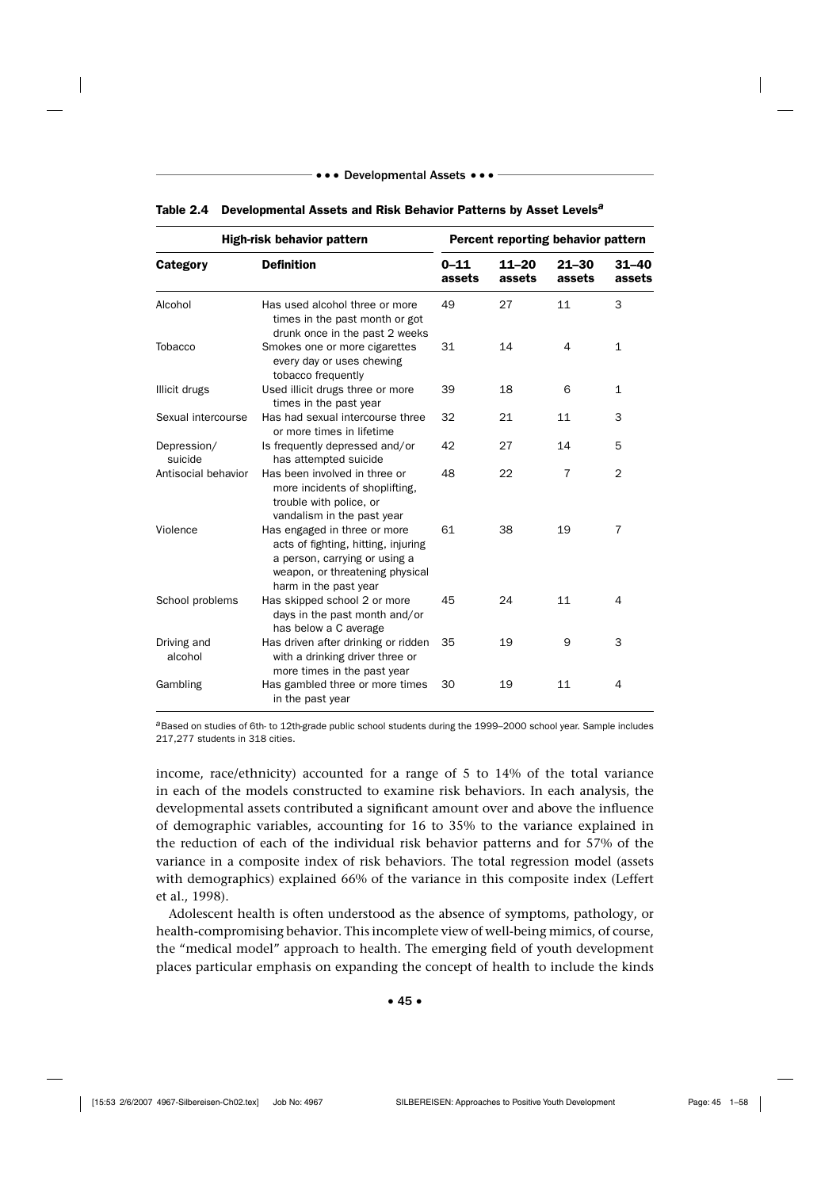**Table 2.4 Developmental Assets and Risk Behavior Patterns by Asset Levels[a]**

| High-risk behavior pattern | | Percent reporting behavior pattern | | | |
|---|---|---|---|---|---|
| **Category** | **Definition** | **0–11 assets** | **11–20 assets** | **21–30 assets** | **31–40 assets** |
| Alcohol | Has used alcohol three or more times in the past month or got drunk once in the past 2 weeks | 49 | 27 | 11 | 3 |
| Tobacco | Smokes one or more cigarettes every day or uses chewing tobacco frequently | 31 | 14 | 4 | 1 |
| Illicit drugs | Used illicit drugs three or more times in the past year | 39 | 18 | 6 | 1 |
| Sexual intercourse | Has had sexual intercourse three or more times in lifetime | 32 | 21 | 11 | 3 |
| Depression/ suicide | Is frequently depressed and/or has attempted suicide | 42 | 27 | 14 | 5 |
| Antisocial behavior | Has been involved in three or more incidents of shoplifting, trouble with police, or vandalism in the past year | 48 | 22 | 7 | 2 |
| Violence | Has engaged in three or more acts of fighting, hitting, injuring a person, carrying or using a weapon, or threatening physical harm in the past year | 61 | 38 | 19 | 7 |
| School problems | Has skipped school 2 or more days in the past month and/or has below a C average | 45 | 24 | 11 | 4 |
| Driving and alcohol | Has driven after drinking or ridden with a drinking driver three or more times in the past year | 35 | 19 | 9 | 3 |
| Gambling | Has gambled three or more times in the past year | 30 | 19 | 11 | 4 |

[a]Based on studies of 6th- to 12th-grade public school students during the 1999–2000 school year. Sample includes 217,277 students in 318 cities.

income, race/ethnicity) accounted for a range of 5 to 14% of the total variance in each of the models constructed to examine risk behaviors. In each analysis, the developmental assets contributed a significant amount over and above the influence of demographic variables, accounting for 16 to 35% to the variance explained in the reduction of each of the individual risk behavior patterns and for 57% of the variance in a composite index of risk behaviors. The total regression model (assets with demographics) explained 66% of the variance in this composite index (Leffert et al., 1998).

Adolescent health is often understood as the absence of symptoms, pathology, or health-compromising behavior. This incomplete view of well-being mimics, of course, the "medical model" approach to health. The emerging field of youth development places particular emphasis on expanding the concept of health to include the kinds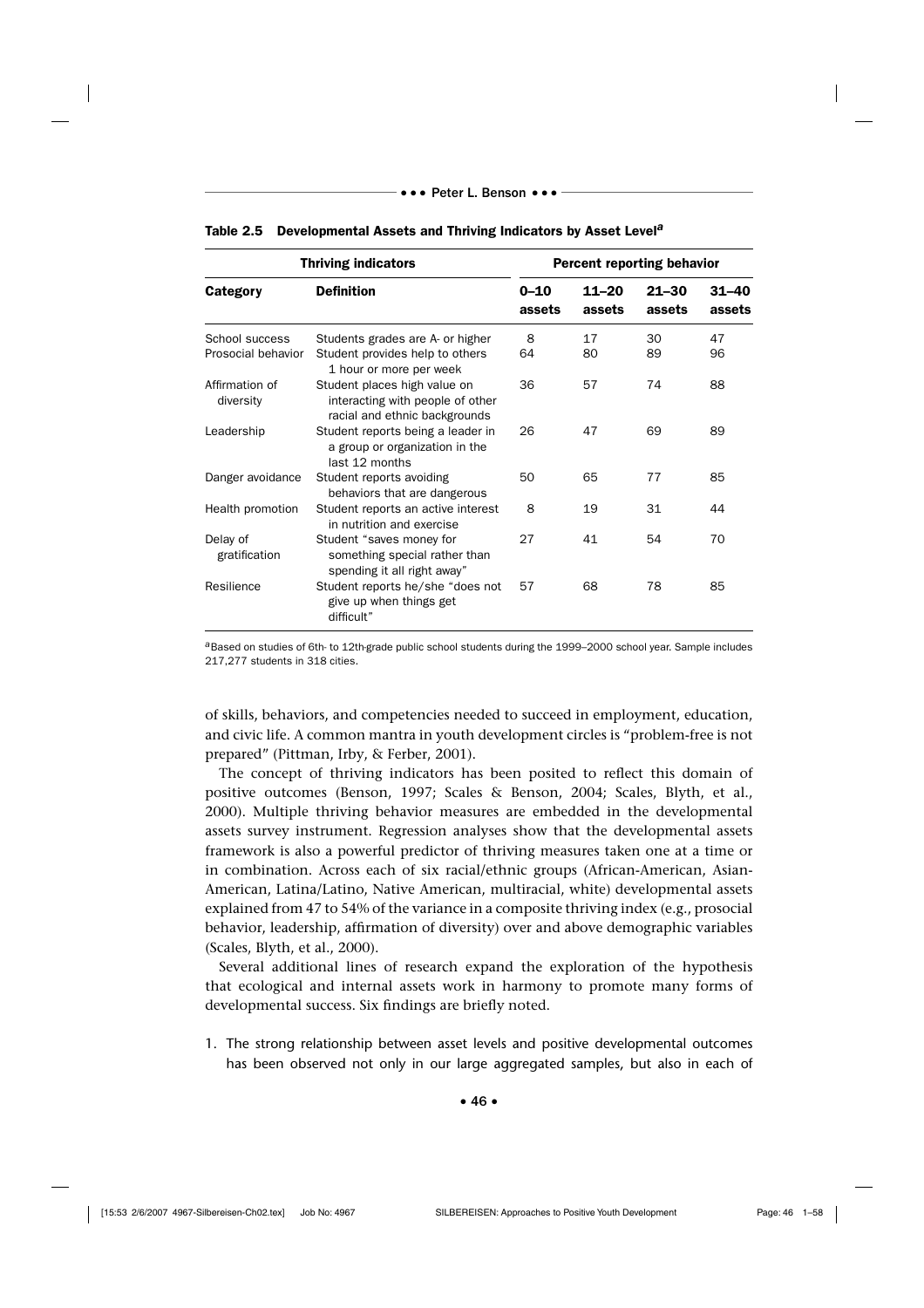**Table 2.5 Developmental Assets and Thriving Indicators by Asset Level[a]**

| Thriving indicators | | Percent reporting behavior | | | |
|---|---|---|---|---|---|
| **Category** | **Definition** | **0–10 assets** | **11–20 assets** | **21–30 assets** | **31–40 assets** |
| School success | Students grades are A- or higher | 8 | 17 | 30 | 47 |
| Prosocial behavior | Student provides help to others 1 hour or more per week | 64 | 80 | 89 | 96 |
| Affirmation of diversity | Student places high value on interacting with people of other racial and ethnic backgrounds | 36 | 57 | 74 | 88 |
| Leadership | Student reports being a leader in a group or organization in the last 12 months | 26 | 47 | 69 | 89 |
| Danger avoidance | Student reports avoiding behaviors that are dangerous | 50 | 65 | 77 | 85 |
| Health promotion | Student reports an active interest in nutrition and exercise | 8 | 19 | 31 | 44 |
| Delay of gratification | Student "saves money for something special rather than spending it all right away" | 27 | 41 | 54 | 70 |
| Resilience | Student reports he/she "does not give up when things get difficult" | 57 | 68 | 78 | 85 |

[a]Based on studies of 6th- to 12th-grade public school students during the 1999–2000 school year. Sample includes 217,277 students in 318 cities.

of skills, behaviors, and competencies needed to succeed in employment, education, and civic life. A common mantra in youth development circles is "problem-free is not prepared" (Pittman, Irby, & Ferber, 2001).

The concept of thriving indicators has been posited to reflect this domain of positive outcomes (Benson, 1997; Scales & Benson, 2004; Scales, Blyth, et al., 2000). Multiple thriving behavior measures are embedded in the developmental assets survey instrument. Regression analyses show that the developmental assets framework is also a powerful predictor of thriving measures taken one at a time or in combination. Across each of six racial/ethnic groups (African-American, Asian-American, Latina/Latino, Native American, multiracial, white) developmental assets explained from 47 to 54% of the variance in a composite thriving index (e.g., prosocial behavior, leadership, affirmation of diversity) over and above demographic variables (Scales, Blyth, et al., 2000).

Several additional lines of research expand the exploration of the hypothesis that ecological and internal assets work in harmony to promote many forms of developmental success. Six findings are briefly noted.

1. The strong relationship between asset levels and positive developmental outcomes has been observed not only in our large aggregated samples, but also in each of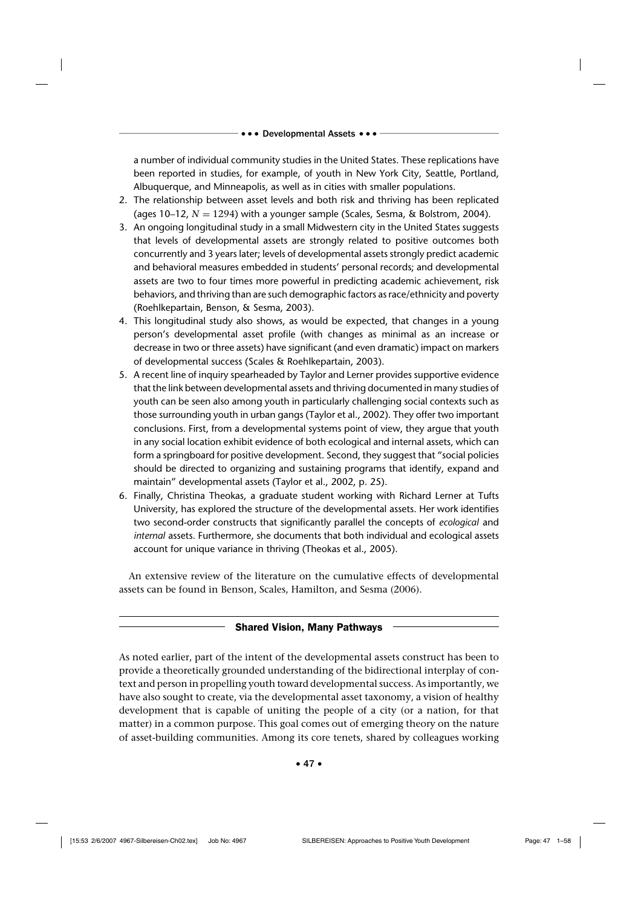a number of individual community studies in the United States. These replications have been reported in studies, for example, of youth in New York City, Seattle, Portland, Albuquerque, and Minneapolis, as well as in cities with smaller populations.

2. The relationship between asset levels and both risk and thriving has been replicated (ages 10–12, $N = 1294$) with a younger sample (Scales, Sesma, & Bolstrom, 2004).
3. An ongoing longitudinal study in a small Midwestern city in the United States suggests that levels of developmental assets are strongly related to positive outcomes both concurrently and 3 years later; levels of developmental assets strongly predict academic and behavioral measures embedded in students' personal records; and developmental assets are two to four times more powerful in predicting academic achievement, risk behaviors, and thriving than are such demographic factors as race/ethnicity and poverty (Roehlkepartain, Benson, & Sesma, 2003).
4. This longitudinal study also shows, as would be expected, that changes in a young person's developmental asset profile (with changes as minimal as an increase or decrease in two or three assets) have significant (and even dramatic) impact on markers of developmental success (Scales & Roehlkepartain, 2003).
5. A recent line of inquiry spearheaded by Taylor and Lerner provides supportive evidence that the link between developmental assets and thriving documented in many studies of youth can be seen also among youth in particularly challenging social contexts such as those surrounding youth in urban gangs (Taylor et al., 2002). They offer two important conclusions. First, from a developmental systems point of view, they argue that youth in any social location exhibit evidence of both ecological and internal assets, which can form a springboard for positive development. Second, they suggest that "social policies should be directed to organizing and sustaining programs that identify, expand and maintain" developmental assets (Taylor et al., 2002, p. 25).
6. Finally, Christina Theokas, a graduate student working with Richard Lerner at Tufts University, has explored the structure of the developmental assets. Her work identifies two second-order constructs that significantly parallel the concepts of *ecological* and *internal* assets. Furthermore, she documents that both individual and ecological assets account for unique variance in thriving (Theokas et al., 2005).

An extensive review of the literature on the cumulative effects of developmental assets can be found in Benson, Scales, Hamilton, and Sesma (2006).

## Shared Vision, Many Pathways

As noted earlier, part of the intent of the developmental assets construct has been to provide a theoretically grounded understanding of the bidirectional interplay of context and person in propelling youth toward developmental success. As importantly, we have also sought to create, via the developmental asset taxonomy, a vision of healthy development that is capable of uniting the people of a city (or a nation, for that matter) in a common purpose. This goal comes out of emerging theory on the nature of asset-building communities. Among its core tenets, shared by colleagues working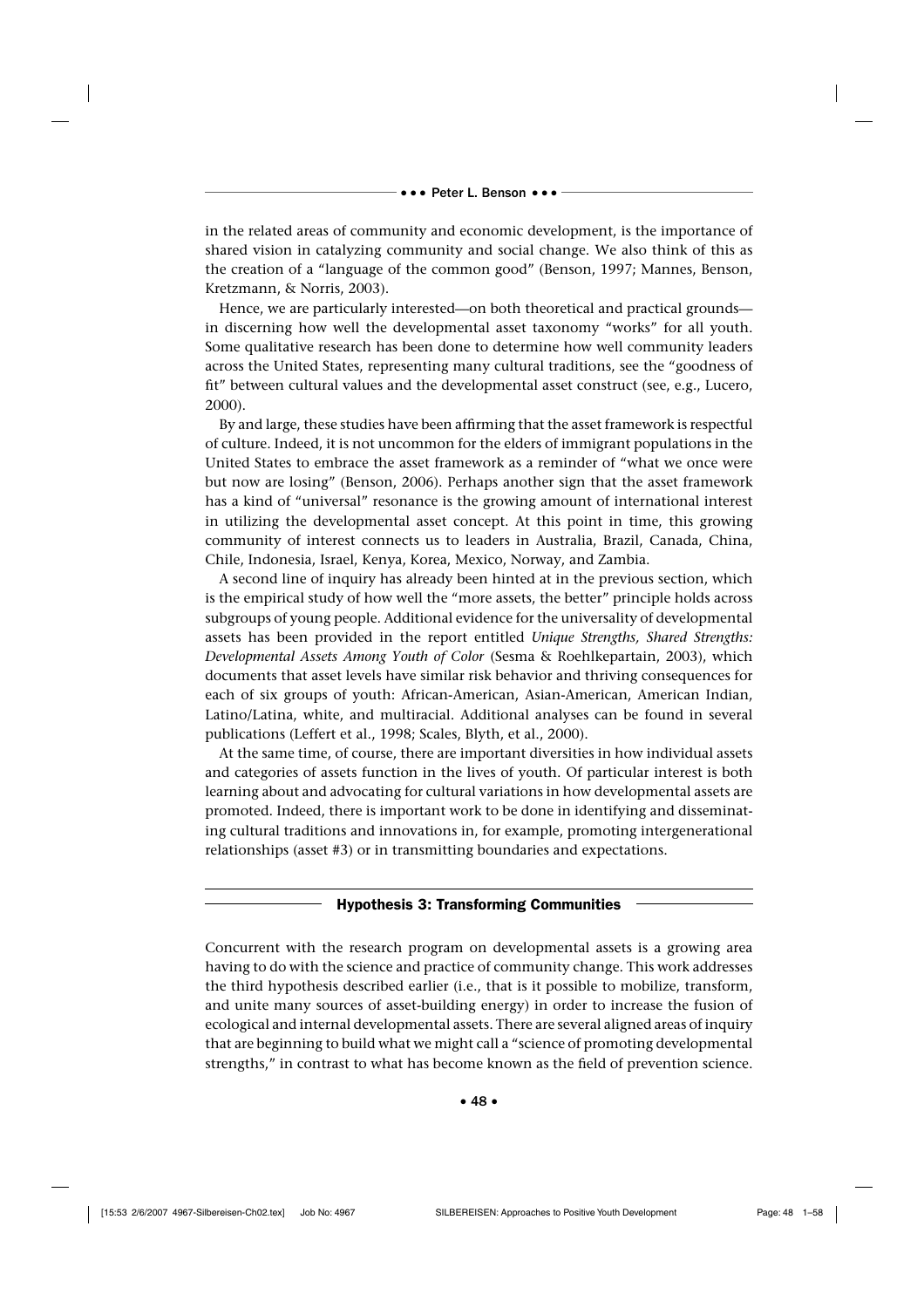in the related areas of community and economic development, is the importance of shared vision in catalyzing community and social change. We also think of this as the creation of a "language of the common good" (Benson, 1997; Mannes, Benson, Kretzmann, & Norris, 2003).

Hence, we are particularly interested—on both theoretical and practical grounds—in discerning how well the developmental asset taxonomy "works" for all youth. Some qualitative research has been done to determine how well community leaders across the United States, representing many cultural traditions, see the "goodness of fit" between cultural values and the developmental asset construct (see, e.g., Lucero, 2000).

By and large, these studies have been affirming that the asset framework is respectful of culture. Indeed, it is not uncommon for the elders of immigrant populations in the United States to embrace the asset framework as a reminder of "what we once were but now are losing" (Benson, 2006). Perhaps another sign that the asset framework has a kind of "universal" resonance is the growing amount of international interest in utilizing the developmental asset concept. At this point in time, this growing community of interest connects us to leaders in Australia, Brazil, Canada, China, Chile, Indonesia, Israel, Kenya, Korea, Mexico, Norway, and Zambia.

A second line of inquiry has already been hinted at in the previous section, which is the empirical study of how well the "more assets, the better" principle holds across subgroups of young people. Additional evidence for the universality of developmental assets has been provided in the report entitled *Unique Strengths, Shared Strengths: Developmental Assets Among Youth of Color* (Sesma & Roehlkepartain, 2003), which documents that asset levels have similar risk behavior and thriving consequences for each of six groups of youth: African-American, Asian-American, American Indian, Latino/Latina, white, and multiracial. Additional analyses can be found in several publications (Leffert et al., 1998; Scales, Blyth, et al., 2000).

At the same time, of course, there are important diversities in how individual assets and categories of assets function in the lives of youth. Of particular interest is both learning about and advocating for cultural variations in how developmental assets are promoted. Indeed, there is important work to be done in identifying and disseminating cultural traditions and innovations in, for example, promoting intergenerational relationships (asset #3) or in transmitting boundaries and expectations.

## Hypothesis 3: Transforming Communities

Concurrent with the research program on developmental assets is a growing area having to do with the science and practice of community change. This work addresses the third hypothesis described earlier (i.e., that is it possible to mobilize, transform, and unite many sources of asset-building energy) in order to increase the fusion of ecological and internal developmental assets. There are several aligned areas of inquiry that are beginning to build what we might call a "science of promoting developmental strengths," in contrast to what has become known as the field of prevention science.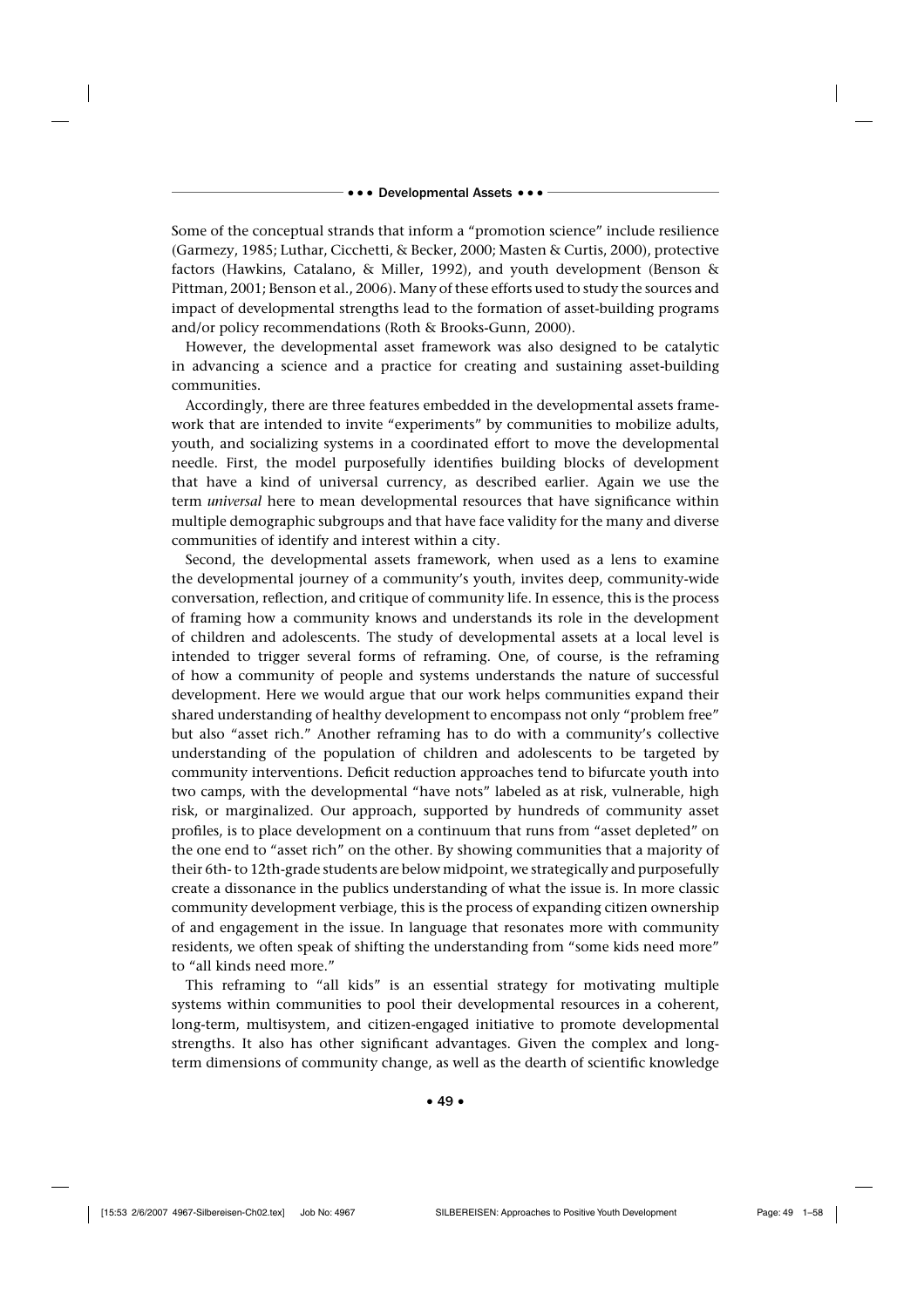Some of the conceptual strands that inform a "promotion science" include resilience (Garmezy, 1985; Luthar, Cicchetti, & Becker, 2000; Masten & Curtis, 2000), protective factors (Hawkins, Catalano, & Miller, 1992), and youth development (Benson & Pittman, 2001; Benson et al., 2006). Many of these efforts used to study the sources and impact of developmental strengths lead to the formation of asset-building programs and/or policy recommendations (Roth & Brooks-Gunn, 2000).

However, the developmental asset framework was also designed to be catalytic in advancing a science and a practice for creating and sustaining asset-building communities.

Accordingly, there are three features embedded in the developmental assets framework that are intended to invite "experiments" by communities to mobilize adults, youth, and socializing systems in a coordinated effort to move the developmental needle. First, the model purposefully identifies building blocks of development that have a kind of universal currency, as described earlier. Again we use the term *universal* here to mean developmental resources that have significance within multiple demographic subgroups and that have face validity for the many and diverse communities of identify and interest within a city.

Second, the developmental assets framework, when used as a lens to examine the developmental journey of a community's youth, invites deep, community-wide conversation, reflection, and critique of community life. In essence, this is the process of framing how a community knows and understands its role in the development of children and adolescents. The study of developmental assets at a local level is intended to trigger several forms of reframing. One, of course, is the reframing of how a community of people and systems understands the nature of successful development. Here we would argue that our work helps communities expand their shared understanding of healthy development to encompass not only "problem free" but also "asset rich." Another reframing has to do with a community's collective understanding of the population of children and adolescents to be targeted by community interventions. Deficit reduction approaches tend to bifurcate youth into two camps, with the developmental "have nots" labeled as at risk, vulnerable, high risk, or marginalized. Our approach, supported by hundreds of community asset profiles, is to place development on a continuum that runs from "asset depleted" on the one end to "asset rich" on the other. By showing communities that a majority of their 6th- to 12th-grade students are below midpoint, we strategically and purposefully create a dissonance in the publics understanding of what the issue is. In more classic community development verbiage, this is the process of expanding citizen ownership of and engagement in the issue. In language that resonates more with community residents, we often speak of shifting the understanding from "some kids need more" to "all kinds need more."

This reframing to "all kids" is an essential strategy for motivating multiple systems within communities to pool their developmental resources in a coherent, long-term, multisystem, and citizen-engaged initiative to promote developmental strengths. It also has other significant advantages. Given the complex and long-term dimensions of community change, as well as the dearth of scientific knowledge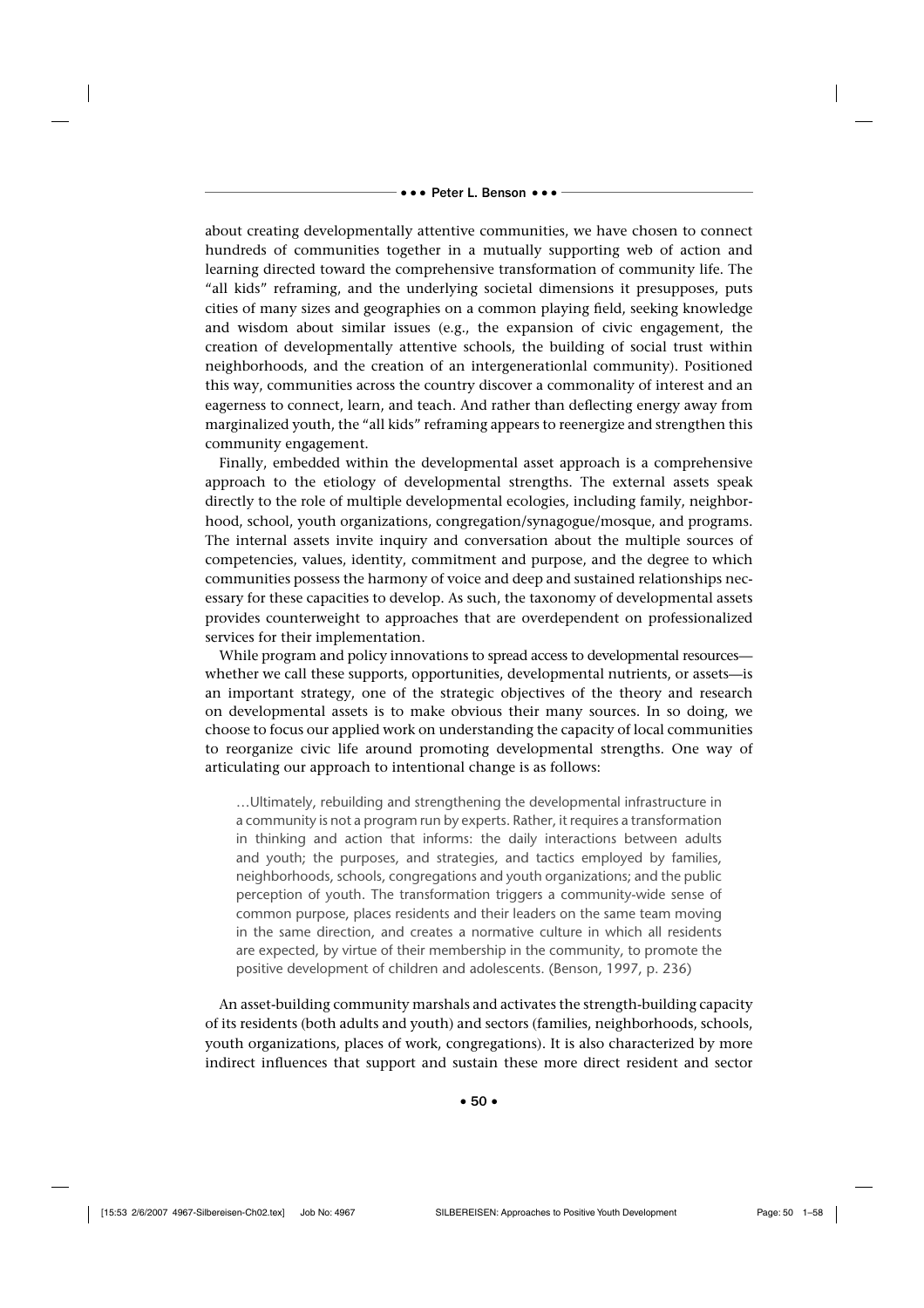about creating developmentally attentive communities, we have chosen to connect hundreds of communities together in a mutually supporting web of action and learning directed toward the comprehensive transformation of community life. The "all kids" reframing, and the underlying societal dimensions it presupposes, puts cities of many sizes and geographies on a common playing field, seeking knowledge and wisdom about similar issues (e.g., the expansion of civic engagement, the creation of developmentally attentive schools, the building of social trust within neighborhoods, and the creation of an intergenerationlal community). Positioned this way, communities across the country discover a commonality of interest and an eagerness to connect, learn, and teach. And rather than deflecting energy away from marginalized youth, the "all kids" reframing appears to reenergize and strengthen this community engagement.

Finally, embedded within the developmental asset approach is a comprehensive approach to the etiology of developmental strengths. The external assets speak directly to the role of multiple developmental ecologies, including family, neighborhood, school, youth organizations, congregation/synagogue/mosque, and programs. The internal assets invite inquiry and conversation about the multiple sources of competencies, values, identity, commitment and purpose, and the degree to which communities possess the harmony of voice and deep and sustained relationships necessary for these capacities to develop. As such, the taxonomy of developmental assets provides counterweight to approaches that are overdependent on professionalized services for their implementation.

While program and policy innovations to spread access to developmental resources—whether we call these supports, opportunities, developmental nutrients, or assets—is an important strategy, one of the strategic objectives of the theory and research on developmental assets is to make obvious their many sources. In so doing, we choose to focus our applied work on understanding the capacity of local communities to reorganize civic life around promoting developmental strengths. One way of articulating our approach to intentional change is as follows:

> …Ultimately, rebuilding and strengthening the developmental infrastructure in a community is not a program run by experts. Rather, it requires a transformation in thinking and action that informs: the daily interactions between adults and youth; the purposes, and strategies, and tactics employed by families, neighborhoods, schools, congregations and youth organizations; and the public perception of youth. The transformation triggers a community-wide sense of common purpose, places residents and their leaders on the same team moving in the same direction, and creates a normative culture in which all residents are expected, by virtue of their membership in the community, to promote the positive development of children and adolescents. (Benson, 1997, p. 236)

An asset-building community marshals and activates the strength-building capacity of its residents (both adults and youth) and sectors (families, neighborhoods, schools, youth organizations, places of work, congregations). It is also characterized by more indirect influences that support and sustain these more direct resident and sector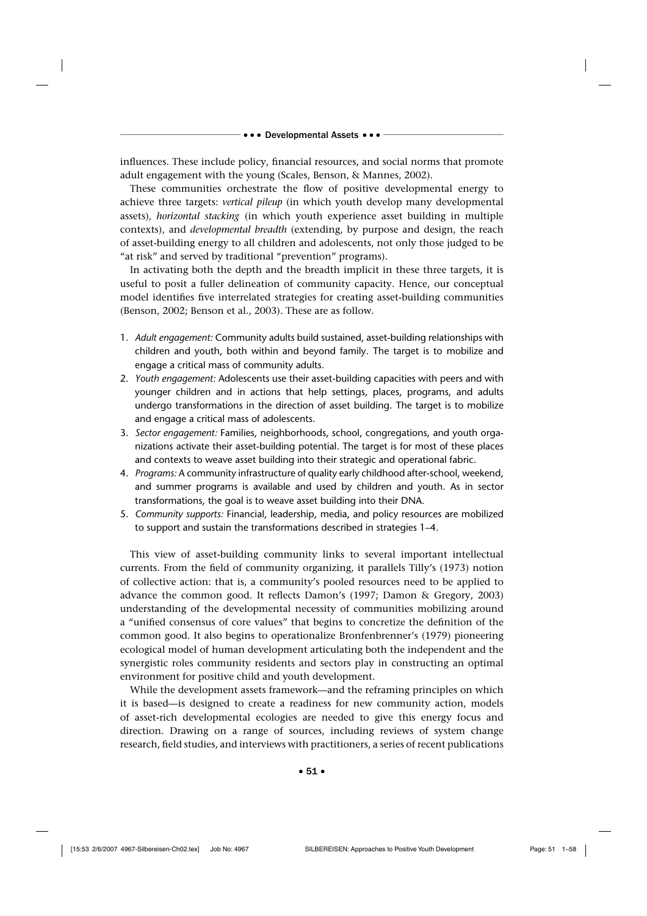influences. These include policy, financial resources, and social norms that promote adult engagement with the young (Scales, Benson, & Mannes, 2002).

These communities orchestrate the flow of positive developmental energy to achieve three targets: *vertical pileup* (in which youth develop many developmental assets), *horizontal stacking* (in which youth experience asset building in multiple contexts), and *developmental breadth* (extending, by purpose and design, the reach of asset-building energy to all children and adolescents, not only those judged to be "at risk" and served by traditional "prevention" programs).

In activating both the depth and the breadth implicit in these three targets, it is useful to posit a fuller delineation of community capacity. Hence, our conceptual model identifies five interrelated strategies for creating asset-building communities (Benson, 2002; Benson et al., 2003). These are as follow.

1. *Adult engagement:* Community adults build sustained, asset-building relationships with children and youth, both within and beyond family. The target is to mobilize and engage a critical mass of community adults.
2. *Youth engagement:* Adolescents use their asset-building capacities with peers and with younger children and in actions that help settings, places, programs, and adults undergo transformations in the direction of asset building. The target is to mobilize and engage a critical mass of adolescents.
3. *Sector engagement:* Families, neighborhoods, school, congregations, and youth organizations activate their asset-building potential. The target is for most of these places and contexts to weave asset building into their strategic and operational fabric.
4. *Programs:* A community infrastructure of quality early childhood after-school, weekend, and summer programs is available and used by children and youth. As in sector transformations, the goal is to weave asset building into their DNA.
5. *Community supports:* Financial, leadership, media, and policy resources are mobilized to support and sustain the transformations described in strategies 1–4.

This view of asset-building community links to several important intellectual currents. From the field of community organizing, it parallels Tilly's (1973) notion of collective action: that is, a community's pooled resources need to be applied to advance the common good. It reflects Damon's (1997; Damon & Gregory, 2003) understanding of the developmental necessity of communities mobilizing around a "unified consensus of core values" that begins to concretize the definition of the common good. It also begins to operationalize Bronfenbrenner's (1979) pioneering ecological model of human development articulating both the independent and the synergistic roles community residents and sectors play in constructing an optimal environment for positive child and youth development.

While the development assets framework—and the reframing principles on which it is based—is designed to create a readiness for new community action, models of asset-rich developmental ecologies are needed to give this energy focus and direction. Drawing on a range of sources, including reviews of system change research, field studies, and interviews with practitioners, a series of recent publications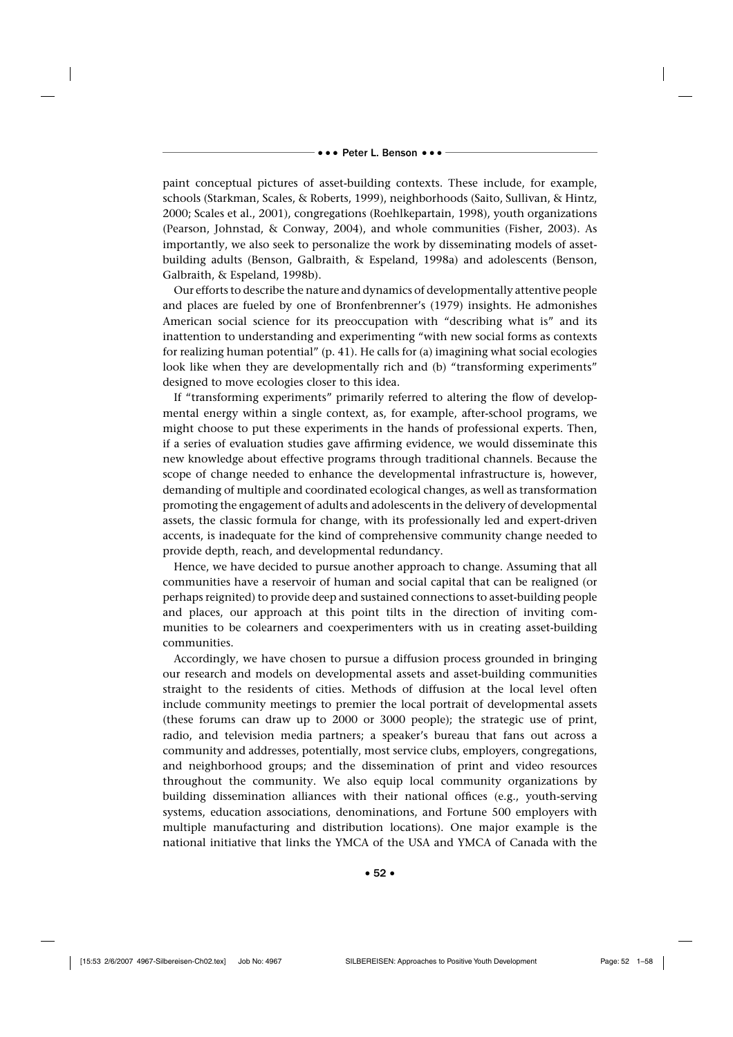paint conceptual pictures of asset-building contexts. These include, for example, schools (Starkman, Scales, & Roberts, 1999), neighborhoods (Saito, Sullivan, & Hintz, 2000; Scales et al., 2001), congregations (Roehlkepartain, 1998), youth organizations (Pearson, Johnstad, & Conway, 2004), and whole communities (Fisher, 2003). As importantly, we also seek to personalize the work by disseminating models of asset-building adults (Benson, Galbraith, & Espeland, 1998a) and adolescents (Benson, Galbraith, & Espeland, 1998b).

Our efforts to describe the nature and dynamics of developmentally attentive people and places are fueled by one of Bronfenbrenner's (1979) insights. He admonishes American social science for its preoccupation with "describing what is" and its inattention to understanding and experimenting "with new social forms as contexts for realizing human potential" (p. 41). He calls for (a) imagining what social ecologies look like when they are developmentally rich and (b) "transforming experiments" designed to move ecologies closer to this idea.

If "transforming experiments" primarily referred to altering the flow of developmental energy within a single context, as, for example, after-school programs, we might choose to put these experiments in the hands of professional experts. Then, if a series of evaluation studies gave affirming evidence, we would disseminate this new knowledge about effective programs through traditional channels. Because the scope of change needed to enhance the developmental infrastructure is, however, demanding of multiple and coordinated ecological changes, as well as transformation promoting the engagement of adults and adolescents in the delivery of developmental assets, the classic formula for change, with its professionally led and expert-driven accents, is inadequate for the kind of comprehensive community change needed to provide depth, reach, and developmental redundancy.

Hence, we have decided to pursue another approach to change. Assuming that all communities have a reservoir of human and social capital that can be realigned (or perhaps reignited) to provide deep and sustained connections to asset-building people and places, our approach at this point tilts in the direction of inviting communities to be colearners and coexperimenters with us in creating asset-building communities.

Accordingly, we have chosen to pursue a diffusion process grounded in bringing our research and models on developmental assets and asset-building communities straight to the residents of cities. Methods of diffusion at the local level often include community meetings to premier the local portrait of developmental assets (these forums can draw up to 2000 or 3000 people); the strategic use of print, radio, and television media partners; a speaker's bureau that fans out across a community and addresses, potentially, most service clubs, employers, congregations, and neighborhood groups; and the dissemination of print and video resources throughout the community. We also equip local community organizations by building dissemination alliances with their national offices (e.g., youth-serving systems, education associations, denominations, and Fortune 500 employers with multiple manufacturing and distribution locations). One major example is the national initiative that links the YMCA of the USA and YMCA of Canada with the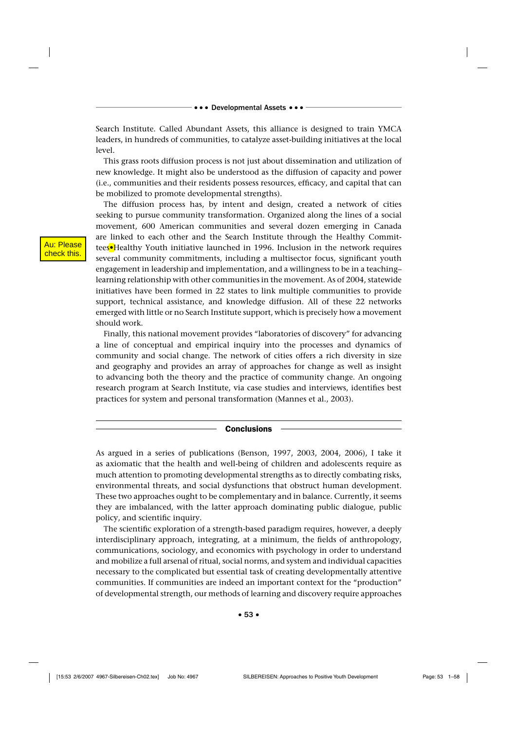Search Institute. Called Abundant Assets, this alliance is designed to train YMCA leaders, in hundreds of communities, to catalyze asset-building initiatives at the local level.

This grass roots diffusion process is not just about dissemination and utilization of new knowledge. It might also be understood as the diffusion of capacity and power (i.e., communities and their residents possess resources, efficacy, and capital that can be mobilized to promote developmental strengths).

The diffusion process has, by intent and design, created a network of cities seeking to pursue community transformation. Organized along the lines of a social movement, 600 American communities and several dozen emerging in Canada are linked to each other and the Search Institute through the Healthy Committees•Healthy Youth initiative launched in 1996. Inclusion in the network requires several community commitments, including a multisector focus, significant youth engagement in leadership and implementation, and a willingness to be in a teaching–learning relationship with other communities in the movement. As of 2004, statewide initiatives have been formed in 22 states to link multiple communities to provide support, technical assistance, and knowledge diffusion. All of these 22 networks emerged with little or no Search Institute support, which is precisely how a movement should work.

Finally, this national movement provides "laboratories of discovery" for advancing a line of conceptual and empirical inquiry into the processes and dynamics of community and social change. The network of cities offers a rich diversity in size and geography and provides an array of approaches for change as well as insight to advancing both the theory and the practice of community change. An ongoing research program at Search Institute, via case studies and interviews, identifies best practices for system and personal transformation (Mannes et al., 2003).

## Conclusions

As argued in a series of publications (Benson, 1997, 2003, 2004, 2006), I take it as axiomatic that the health and well-being of children and adolescents require as much attention to promoting developmental strengths as to directly combating risks, environmental threats, and social dysfunctions that obstruct human development. These two approaches ought to be complementary and in balance. Currently, it seems they are imbalanced, with the latter approach dominating public dialogue, public policy, and scientific inquiry.

The scientific exploration of a strength-based paradigm requires, however, a deeply interdisciplinary approach, integrating, at a minimum, the fields of anthropology, communications, sociology, and economics with psychology in order to understand and mobilize a full arsenal of ritual, social norms, and system and individual capacities necessary to the complicated but essential task of creating developmentally attentive communities. If communities are indeed an important context for the "production" of developmental strength, our methods of learning and discovery require approaches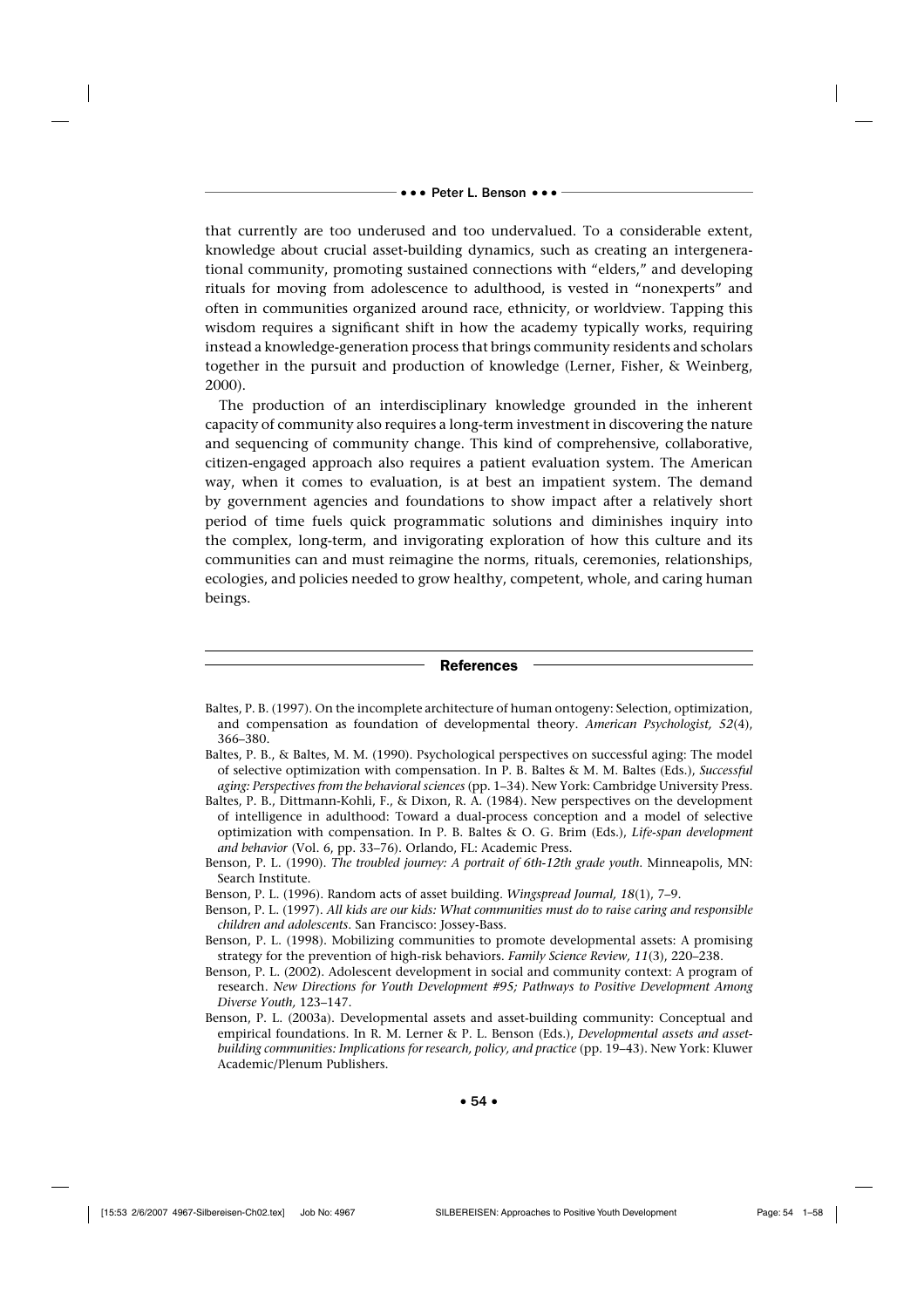that currently are too underused and too undervalued. To a considerable extent, knowledge about crucial asset-building dynamics, such as creating an intergenerational community, promoting sustained connections with "elders," and developing rituals for moving from adolescence to adulthood, is vested in "nonexperts" and often in communities organized around race, ethnicity, or worldview. Tapping this wisdom requires a significant shift in how the academy typically works, requiring instead a knowledge-generation process that brings community residents and scholars together in the pursuit and production of knowledge (Lerner, Fisher, & Weinberg, 2000).

The production of an interdisciplinary knowledge grounded in the inherent capacity of community also requires a long-term investment in discovering the nature and sequencing of community change. This kind of comprehensive, collaborative, citizen-engaged approach also requires a patient evaluation system. The American way, when it comes to evaluation, is at best an impatient system. The demand by government agencies and foundations to show impact after a relatively short period of time fuels quick programmatic solutions and diminishes inquiry into the complex, long-term, and invigorating exploration of how this culture and its communities can and must reimagine the norms, rituals, ceremonies, relationships, ecologies, and policies needed to grow healthy, competent, whole, and caring human beings.

## References

Baltes, P. B. (1997). On the incomplete architecture of human ontogeny: Selection, optimization, and compensation as foundation of developmental theory. *American Psychologist, 52*(4), 366–380.

Baltes, P. B., & Baltes, M. M. (1990). Psychological perspectives on successful aging: The model of selective optimization with compensation. In P. B. Baltes & M. M. Baltes (Eds.), *Successful aging: Perspectives from the behavioral sciences* (pp. 1–34). New York: Cambridge University Press.

Baltes, P. B., Dittmann-Kohli, F., & Dixon, R. A. (1984). New perspectives on the development of intelligence in adulthood: Toward a dual-process conception and a model of selective optimization with compensation. In P. B. Baltes & O. G. Brim (Eds.), *Life-span development and behavior* (Vol. 6, pp. 33–76). Orlando, FL: Academic Press.

Benson, P. L. (1990). *The troubled journey: A portrait of 6th-12th grade youth.* Minneapolis, MN: Search Institute.

Benson, P. L. (1996). Random acts of asset building. *Wingspread Journal, 18*(1), 7–9.

Benson, P. L. (1997). *All kids are our kids: What communities must do to raise caring and responsible children and adolescents.* San Francisco: Jossey-Bass.

Benson, P. L. (1998). Mobilizing communities to promote developmental assets: A promising strategy for the prevention of high-risk behaviors. *Family Science Review, 11*(3), 220–238.

Benson, P. L. (2002). Adolescent development in social and community context: A program of research. *New Directions for Youth Development #95; Pathways to Positive Development Among Diverse Youth,* 123–147.

Benson, P. L. (2003a). Developmental assets and asset-building community: Conceptual and empirical foundations. In R. M. Lerner & P. L. Benson (Eds.), *Developmental assets and asset-building communities: Implications for research, policy, and practice* (pp. 19–43). New York: Kluwer Academic/Plenum Publishers.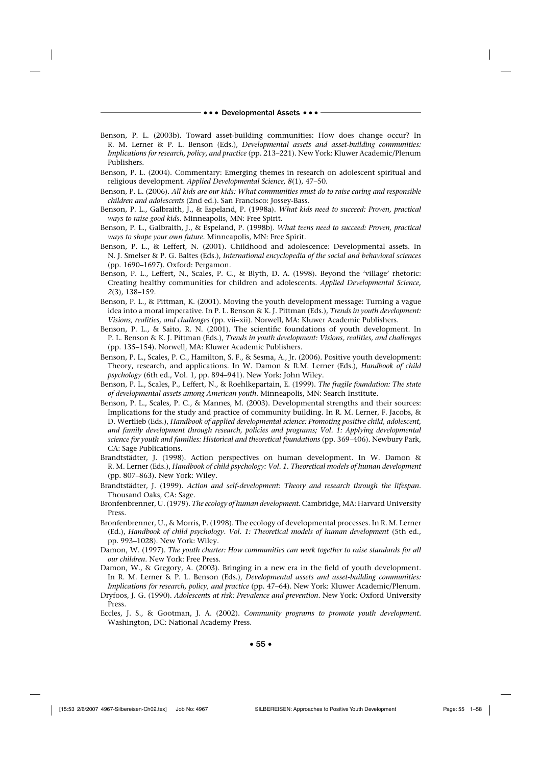Benson, P. L. (2003b). Toward asset-building communities: How does change occur? In R. M. Lerner & P. L. Benson (Eds.), *Developmental assets and asset-building communities: Implications for research, policy, and practice* (pp. 213–221). New York: Kluwer Academic/Plenum Publishers.

Benson, P. L. (2004). Commentary: Emerging themes in research on adolescent spiritual and religious development. *Applied Developmental Science, 8*(1), 47–50.

Benson, P. L. (2006). *All kids are our kids: What communities must do to raise caring and responsible children and adolescents* (2nd ed.). San Francisco: Jossey-Bass.

Benson, P. L., Galbraith, J., & Espeland, P. (1998a). *What kids need to succeed: Proven, practical ways to raise good kids*. Minneapolis, MN: Free Spirit.

Benson, P. L., Galbraith, J., & Espeland, P. (1998b). *What teens need to succeed: Proven, practical ways to shape your own future*. Minneapolis, MN: Free Spirit.

Benson, P. L., & Leffert, N. (2001). Childhood and adolescence: Developmental assets. In N. J. Smelser & P. G. Baltes (Eds.), *International encyclopedia of the social and behavioral sciences* (pp. 1690–1697). Oxford: Pergamon.

Benson, P. L., Leffert, N., Scales, P. C., & Blyth, D. A. (1998). Beyond the 'village' rhetoric: Creating healthy communities for children and adolescents. *Applied Developmental Science, 2*(3), 138–159.

Benson, P. L., & Pittman, K. (2001). Moving the youth development message: Turning a vague idea into a moral imperative. In P. L. Benson & K. J. Pittman (Eds.), *Trends in youth development: Visions, realities, and challenges* (pp. vii–xii). Norwell, MA: Kluwer Academic Publishers.

Benson, P. L., & Saito, R. N. (2001). The scientific foundations of youth development. In P. L. Benson & K. J. Pittman (Eds.), *Trends in youth development: Visions, realities, and challenges* (pp. 135–154). Norwell, MA: Kluwer Academic Publishers.

Benson, P. L., Scales, P. C., Hamilton, S. F., & Sesma, A., Jr. (2006). Positive youth development: Theory, research, and applications. In W. Damon & R.M. Lerner (Eds.), *Handbook of child psychology* (6th ed., Vol. 1, pp. 894–941). New York: John Wiley.

Benson, P. L., Scales, P., Leffert, N., & Roehlkepartain, E. (1999). *The fragile foundation: The state of developmental assets among American youth*. Minneapolis, MN: Search Institute.

Benson, P. L., Scales, P. C., & Mannes, M. (2003). Developmental strengths and their sources: Implications for the study and practice of community building. In R. M. Lerner, F. Jacobs, & D. Wertlieb (Eds.), *Handbook of applied developmental science: Promoting positive child, adolescent, and family development through research, policies and programs; Vol. 1: Applying developmental science for youth and families: Historical and theoretical foundations* (pp. 369–406). Newbury Park, CA: Sage Publications.

Brandtstädter, J. (1998). Action perspectives on human development. In W. Damon & R. M. Lerner (Eds.), *Handbook of child psychology: Vol. 1. Theoretical models of human development* (pp. 807–863). New York: Wiley.

Brandtstädter, J. (1999). *Action and self-development: Theory and research through the lifespan*. Thousand Oaks, CA: Sage.

Bronfenbrenner, U. (1979). *The ecology of human development*. Cambridge, MA: Harvard University Press.

Bronfenbrenner, U., & Morris, P. (1998). The ecology of developmental processes. In R. M. Lerner (Ed.), *Handbook of child psychology. Vol. 1: Theoretical models of human development* (5th ed., pp. 993–1028). New York: Wiley.

Damon, W. (1997). *The youth charter: How communities can work together to raise standards for all our children*. New York: Free Press.

Damon, W., & Gregory, A. (2003). Bringing in a new era in the field of youth development. In R. M. Lerner & P. L. Benson (Eds.), *Developmental assets and asset-building communities: Implications for research, policy, and practice* (pp. 47–64). New York: Kluwer Academic/Plenum.

Dryfoos, J. G. (1990). *Adolescents at risk: Prevalence and prevention*. New York: Oxford University Press.

Eccles, J. S., & Gootman, J. A. (2002). *Community programs to promote youth development*. Washington, DC: National Academy Press.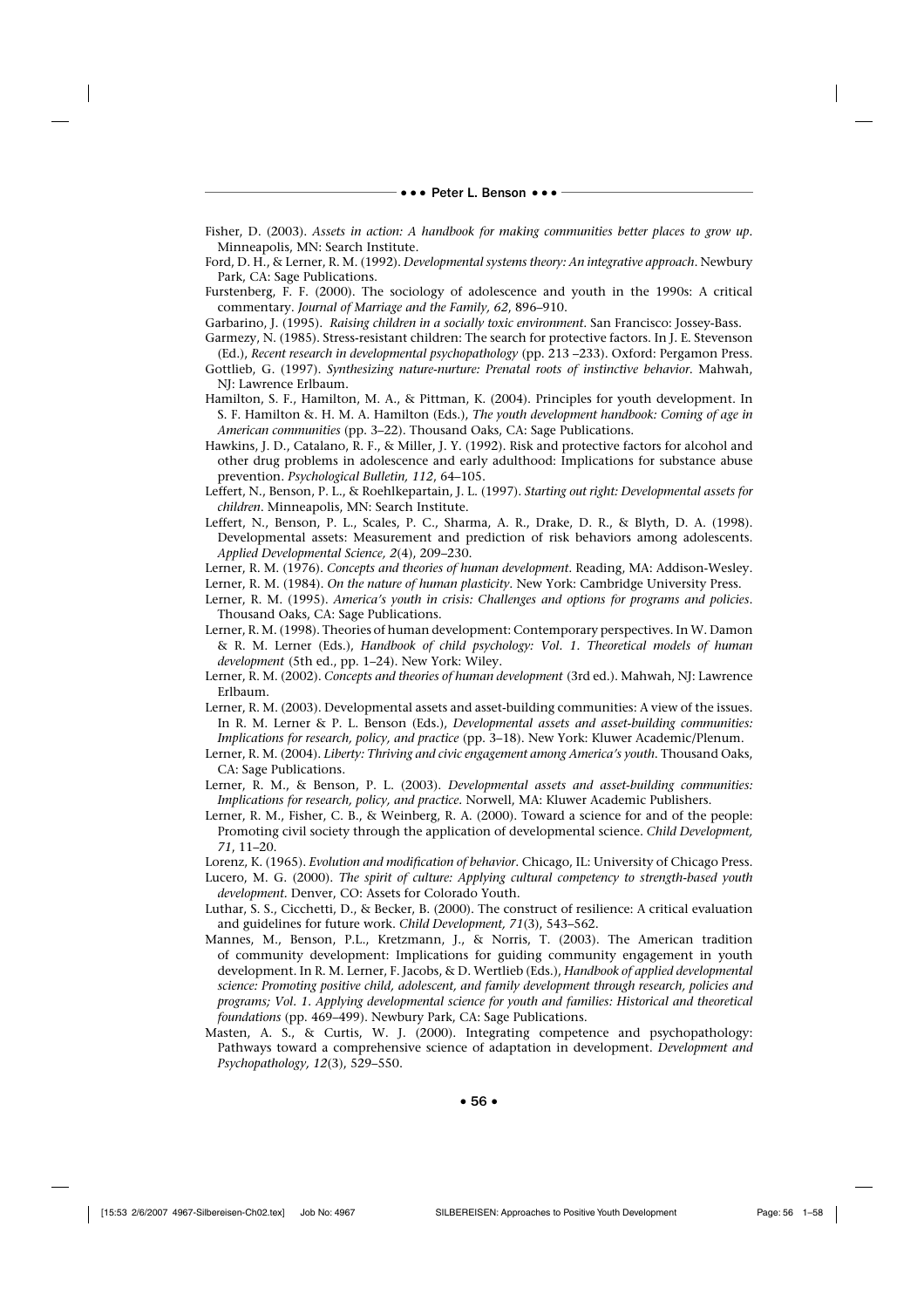Fisher, D. (2003). *Assets in action: A handbook for making communities better places to grow up*. Minneapolis, MN: Search Institute.

Ford, D. H., & Lerner, R. M. (1992). *Developmental systems theory: An integrative approach*. Newbury Park, CA: Sage Publications.

Furstenberg, F. F. (2000). The sociology of adolescence and youth in the 1990s: A critical commentary. *Journal of Marriage and the Family, 62*, 896–910.

Garbarino, J. (1995). *Raising children in a socially toxic environment*. San Francisco: Jossey-Bass.

Garmezy, N. (1985). Stress-resistant children: The search for protective factors. In J. E. Stevenson (Ed.), *Recent research in developmental psychopathology* (pp. 213 –233). Oxford: Pergamon Press.

Gottlieb, G. (1997). *Synthesizing nature-nurture: Prenatal roots of instinctive behavior*. Mahwah, NJ: Lawrence Erlbaum.

Hamilton, S. F., Hamilton, M. A., & Pittman, K. (2004). Principles for youth development. In S. F. Hamilton &. H. M. A. Hamilton (Eds.), *The youth development handbook: Coming of age in American communities* (pp. 3–22). Thousand Oaks, CA: Sage Publications.

Hawkins, J. D., Catalano, R. F., & Miller, J. Y. (1992). Risk and protective factors for alcohol and other drug problems in adolescence and early adulthood: Implications for substance abuse prevention. *Psychological Bulletin, 112*, 64–105.

Leffert, N., Benson, P. L., & Roehlkepartain, J. L. (1997). *Starting out right: Developmental assets for children*. Minneapolis, MN: Search Institute.

Leffert, N., Benson, P. L., Scales, P. C., Sharma, A. R., Drake, D. R., & Blyth, D. A. (1998). Developmental assets: Measurement and prediction of risk behaviors among adolescents. *Applied Developmental Science, 2*(4), 209–230.

Lerner, R. M. (1976). *Concepts and theories of human development*. Reading, MA: Addison-Wesley.

Lerner, R. M. (1984). *On the nature of human plasticity*. New York: Cambridge University Press.

Lerner, R. M. (1995). *America's youth in crisis: Challenges and options for programs and policies*. Thousand Oaks, CA: Sage Publications.

Lerner, R. M. (1998). Theories of human development: Contemporary perspectives. In W. Damon & R. M. Lerner (Eds.), *Handbook of child psychology: Vol. 1. Theoretical models of human development* (5th ed., pp. 1–24). New York: Wiley.

Lerner, R. M. (2002). *Concepts and theories of human development* (3rd ed.). Mahwah, NJ: Lawrence Erlbaum.

Lerner, R. M. (2003). Developmental assets and asset-building communities: A view of the issues. In R. M. Lerner & P. L. Benson (Eds.), *Developmental assets and asset-building communities: Implications for research, policy, and practice* (pp. 3–18). New York: Kluwer Academic/Plenum.

Lerner, R. M. (2004). *Liberty: Thriving and civic engagement among America's youth*. Thousand Oaks, CA: Sage Publications.

Lerner, R. M., & Benson, P. L. (2003). *Developmental assets and asset-building communities: Implications for research, policy, and practice*. Norwell, MA: Kluwer Academic Publishers.

Lerner, R. M., Fisher, C. B., & Weinberg, R. A. (2000). Toward a science for and of the people: Promoting civil society through the application of developmental science. *Child Development, 71*, 11–20.

Lorenz, K. (1965). *Evolution and modification of behavior*. Chicago, IL: University of Chicago Press.

Lucero, M. G. (2000). *The spirit of culture: Applying cultural competency to strength-based youth development*. Denver, CO: Assets for Colorado Youth.

Luthar, S. S., Cicchetti, D., & Becker, B. (2000). The construct of resilience: A critical evaluation and guidelines for future work. *Child Development, 71*(3), 543–562.

Mannes, M., Benson, P.L., Kretzmann, J., & Norris, T. (2003). The American tradition of community development: Implications for guiding community engagement in youth development. In R. M. Lerner, F. Jacobs, & D. Wertlieb (Eds.), *Handbook of applied developmental science: Promoting positive child, adolescent, and family development through research, policies and programs; Vol. 1. Applying developmental science for youth and families: Historical and theoretical foundations* (pp. 469–499). Newbury Park, CA: Sage Publications.

Masten, A. S., & Curtis, W. J. (2000). Integrating competence and psychopathology: Pathways toward a comprehensive science of adaptation in development. *Development and Psychopathology, 12*(3), 529–550.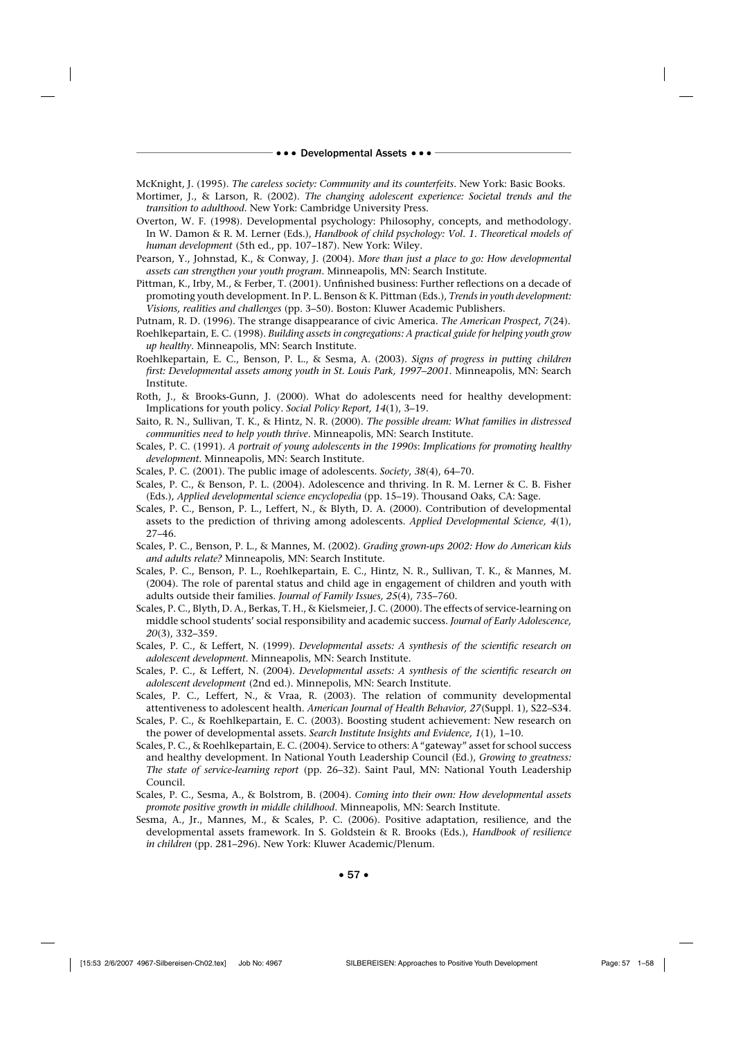McKnight, J. (1995). *The careless society: Community and its counterfeits*. New York: Basic Books.

Mortimer, J., & Larson, R. (2002). *The changing adolescent experience: Societal trends and the transition to adulthood*. New York: Cambridge University Press.

Overton, W. F. (1998). Developmental psychology: Philosophy, concepts, and methodology. In W. Damon & R. M. Lerner (Eds.), *Handbook of child psychology: Vol. 1. Theoretical models of human development* (5th ed., pp. 107–187). New York: Wiley.

Pearson, Y., Johnstad, K., & Conway, J. (2004). *More than just a place to go: How developmental assets can strengthen your youth program*. Minneapolis, MN: Search Institute.

Pittman, K., Irby, M., & Ferber, T. (2001). Unfinished business: Further reflections on a decade of promoting youth development. In P. L. Benson & K. Pittman (Eds.), *Trends in youth development: Visions, realities and challenges* (pp. 3–50). Boston: Kluwer Academic Publishers.

Putnam, R. D. (1996). The strange disappearance of civic America. *The American Prospect, 7*(24).

Roehlkepartain, E. C. (1998). *Building assets in congregations: A practical guide for helping youth grow up healthy*. Minneapolis, MN: Search Institute.

Roehlkepartain, E. C., Benson, P. L., & Sesma, A. (2003). *Signs of progress in putting children first: Developmental assets among youth in St. Louis Park, 1997–2001*. Minneapolis, MN: Search Institute.

Roth, J., & Brooks-Gunn, J. (2000). What do adolescents need for healthy development: Implications for youth policy. *Social Policy Report, 14*(1), 3–19.

Saito, R. N., Sullivan, T. K., & Hintz, N. R. (2000). *The possible dream: What families in distressed communities need to help youth thrive*. Minneapolis, MN: Search Institute.

Scales, P. C. (1991). *A portrait of young adolescents in the 1990s: Implications for promoting healthy development*. Minneapolis, MN: Search Institute.

Scales, P. C. (2001). The public image of adolescents. *Society, 38*(4), 64–70.

Scales, P. C., & Benson, P. L. (2004). Adolescence and thriving. In R. M. Lerner & C. B. Fisher (Eds.), *Applied developmental science encyclopedia* (pp. 15–19). Thousand Oaks, CA: Sage.

Scales, P. C., Benson, P. L., Leffert, N., & Blyth, D. A. (2000). Contribution of developmental assets to the prediction of thriving among adolescents. *Applied Developmental Science, 4*(1), 27–46.

Scales, P. C., Benson, P. L., & Mannes, M. (2002). *Grading grown-ups 2002: How do American kids and adults relate?* Minneapolis, MN: Search Institute.

Scales, P. C., Benson, P. L., Roehlkepartain, E. C., Hintz, N. R., Sullivan, T. K., & Mannes, M. (2004). The role of parental status and child age in engagement of children and youth with adults outside their families. *Journal of Family Issues, 25*(4), 735–760.

Scales, P. C., Blyth, D. A., Berkas, T. H., & Kielsmeier, J. C. (2000). The effects of service-learning on middle school students' social responsibility and academic success. *Journal of Early Adolescence, 20*(3), 332–359.

Scales, P. C., & Leffert, N. (1999). *Developmental assets: A synthesis of the scientific research on adolescent development*. Minneapolis, MN: Search Institute.

Scales, P. C., & Leffert, N. (2004). *Developmental assets: A synthesis of the scientific research on adolescent development* (2nd ed.). Minnepolis, MN: Search Institute.

Scales, P. C., Leffert, N., & Vraa, R. (2003). The relation of community developmental attentiveness to adolescent health. *American Journal of Health Behavior, 27*(Suppl. 1), S22–S34.

Scales, P. C., & Roehlkepartain, E. C. (2003). Boosting student achievement: New research on the power of developmental assets. *Search Institute Insights and Evidence, 1*(1), 1–10.

Scales, P. C., & Roehlkepartain, E. C. (2004). Service to others: A "gateway" asset for school success and healthy development. In National Youth Leadership Council (Ed.), *Growing to greatness: The state of service-learning report* (pp. 26–32). Saint Paul, MN: National Youth Leadership Council.

Scales, P. C., Sesma, A., & Bolstrom, B. (2004). *Coming into their own: How developmental assets promote positive growth in middle childhood*. Minneapolis, MN: Search Institute.

Sesma, A., Jr., Mannes, M., & Scales, P. C. (2006). Positive adaptation, resilience, and the developmental assets framework. In S. Goldstein & R. Brooks (Eds.), *Handbook of resilience in children* (pp. 281–296). New York: Kluwer Academic/Plenum.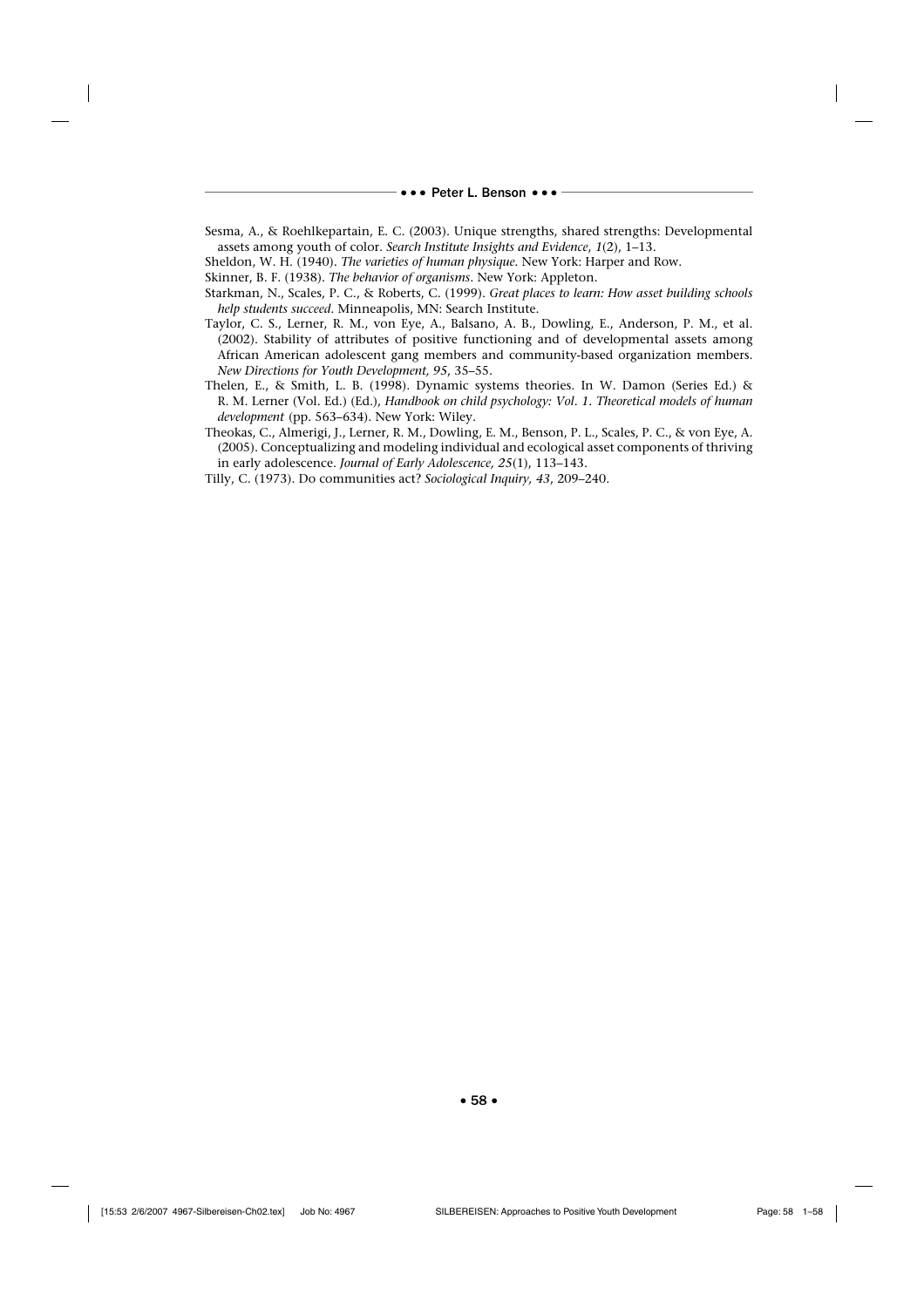Sesma, A., & Roehlkepartain, E. C. (2003). Unique strengths, shared strengths: Developmental assets among youth of color. *Search Institute Insights and Evidence*, *1*(2), 1–13.

Sheldon, W. H. (1940). *The varieties of human physique*. New York: Harper and Row.

Skinner, B. F. (1938). *The behavior of organisms*. New York: Appleton.

Starkman, N., Scales, P. C., & Roberts, C. (1999). *Great places to learn: How asset building schools help students succeed*. Minneapolis, MN: Search Institute.

Taylor, C. S., Lerner, R. M., von Eye, A., Balsano, A. B., Dowling, E., Anderson, P. M., et al. (2002). Stability of attributes of positive functioning and of developmental assets among African American adolescent gang members and community-based organization members. *New Directions for Youth Development, 95*, 35–55.

Thelen, E., & Smith, L. B. (1998). Dynamic systems theories. In W. Damon (Series Ed.) & R. M. Lerner (Vol. Ed.) (Ed.), *Handbook on child psychology: Vol. 1. Theoretical models of human development* (pp. 563–634). New York: Wiley.

Theokas, C., Almerigi, J., Lerner, R. M., Dowling, E. M., Benson, P. L., Scales, P. C., & von Eye, A. (2005). Conceptualizing and modeling individual and ecological asset components of thriving in early adolescence. *Journal of Early Adolescence, 25*(1), 113–143.

Tilly, C. (1973). Do communities act? *Sociological Inquiry, 43*, 209–240.